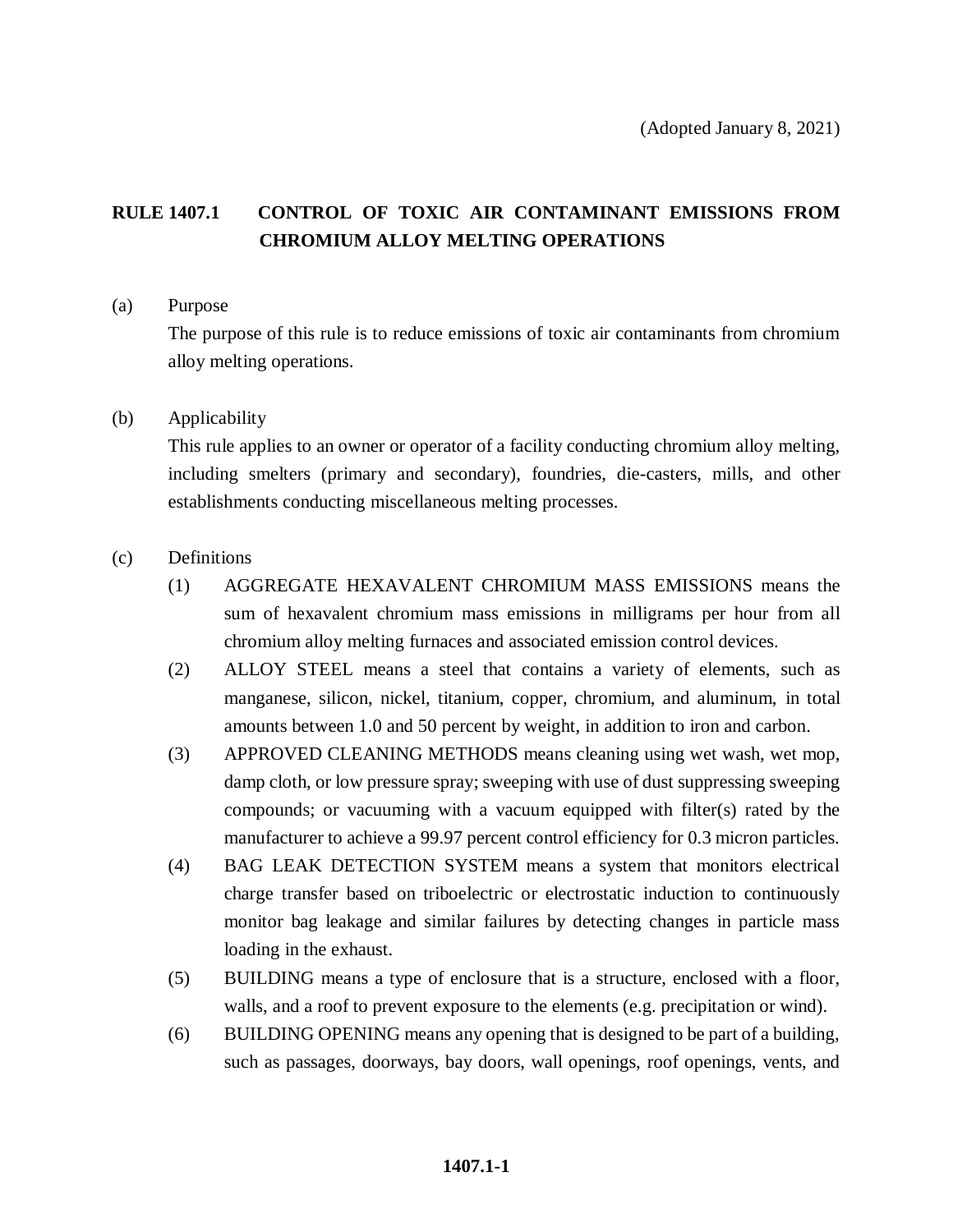(Adopted January 8, 2021)

# RULE 1407.1 CONTROL OF TOXIC AIR CONTAMINANT EMISSIONS FROM CHROMIUM ALLOY MELTING OPERATIONS

(a) Purpose

The purpose of this rule is to reduce emissions of toxic air contaminants from chromium alloy melting operations.

(b) Applicability

This rule applies to an owner or operator of a facility conducting chromium alloy melting, including smelters (primary and secondary), foundries, die-casters, mills, and other establishments conducting miscellaneous melting processes.

(c) Definitions

(1) AGGREGATE HEXAVALENT CHROMIUM MASS EMISSIONS means the sum of hexavalent chromium mass emissions in milligrams per hour from all chromium alloy melting furnaces and associated emission control devices.

(2) ALLOY STEEL means a steel that contains a variety of elements, such as manganese, silicon, nickel, titanium, copper, chromium, and aluminum, in total amounts between 1.0 and 50 percent by weight, in addition to iron and carbon.

(3) APPROVED CLEANING METHODS means cleaning using wet wash, wet mop, damp cloth, or low pressure spray; sweeping with use of dust suppressing sweeping compounds; or vacuuming with a vacuum equipped with filter(s) rated by the manufacturer to achieve a 99.97 percent control efficiency for 0.3 micron particles.

(4) BAG LEAK DETECTION SYSTEM means a system that monitors electrical charge transfer based on triboelectric or electrostatic induction to continuously monitor bag leakage and similar failures by detecting changes in particle mass loading in the exhaust.

(5) BUILDING means a type of enclosure that is a structure, enclosed with a floor, walls, and a roof to prevent exposure to the elements (e.g. precipitation or wind).

(6) BUILDING OPENING means any opening that is designed to be part of a building, such as passages, doorways, bay doors, wall openings, roof openings, vents, and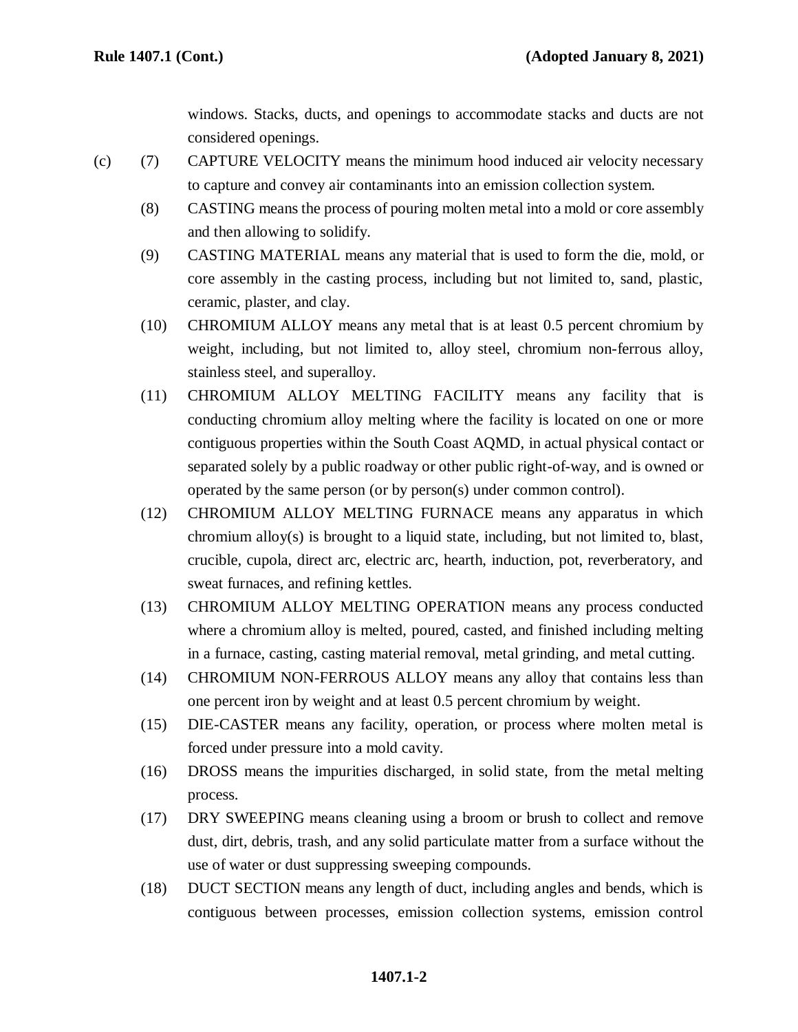windows. Stacks, ducts, and openings to accommodate stacks and ducts are not considered openings.

(c) (7) CAPTURE VELOCITY means the minimum hood induced air velocity necessary to capture and convey air contaminants into an emission collection system.

(8) CASTING means the process of pouring molten metal into a mold or core assembly and then allowing to solidify.

(9) CASTING MATERIAL means any material that is used to form the die, mold, or core assembly in the casting process, including but not limited to, sand, plastic, ceramic, plaster, and clay.

(10) CHROMIUM ALLOY means any metal that is at least 0.5 percent chromium by weight, including, but not limited to, alloy steel, chromium non-ferrous alloy, stainless steel, and superalloy.

(11) CHROMIUM ALLOY MELTING FACILITY means any facility that is conducting chromium alloy melting where the facility is located on one or more contiguous properties within the South Coast AQMD, in actual physical contact or separated solely by a public roadway or other public right-of-way, and is owned or operated by the same person (or by person(s) under common control).

(12) CHROMIUM ALLOY MELTING FURNACE means any apparatus in which chromium alloy(s) is brought to a liquid state, including, but not limited to, blast, crucible, cupola, direct arc, electric arc, hearth, induction, pot, reverberatory, and sweat furnaces, and refining kettles.

(13) CHROMIUM ALLOY MELTING OPERATION means any process conducted where a chromium alloy is melted, poured, casted, and finished including melting in a furnace, casting, casting material removal, metal grinding, and metal cutting.

(14) CHROMIUM NON-FERROUS ALLOY means any alloy that contains less than one percent iron by weight and at least 0.5 percent chromium by weight.

(15) DIE-CASTER means any facility, operation, or process where molten metal is forced under pressure into a mold cavity.

(16) DROSS means the impurities discharged, in solid state, from the metal melting process.

(17) DRY SWEEPING means cleaning using a broom or brush to collect and remove dust, dirt, debris, trash, and any solid particulate matter from a surface without the use of water or dust suppressing sweeping compounds.

(18) DUCT SECTION means any length of duct, including angles and bends, which is contiguous between processes, emission collection systems, emission control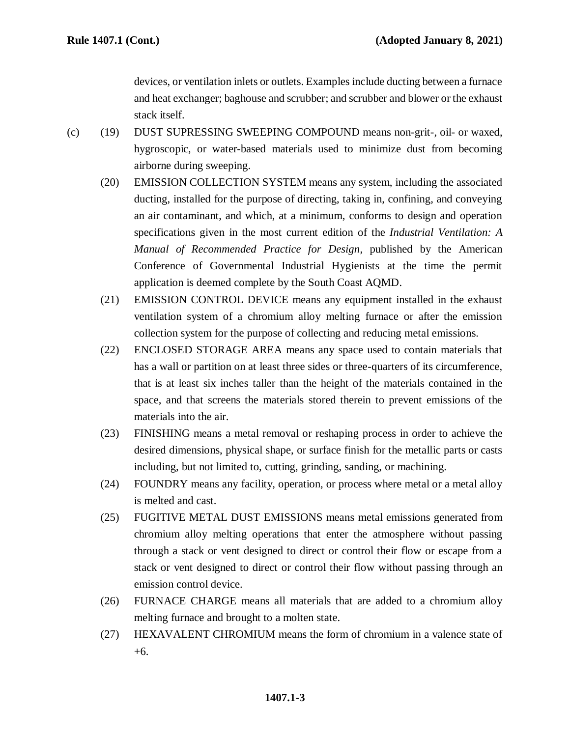devices, or ventilation inlets or outlets. Examples include ducting between a furnace and heat exchanger; baghouse and scrubber; and scrubber and blower or the exhaust stack itself.

(c) (19) DUST SUPRESSING SWEEPING COMPOUND means non-grit-, oil- or waxed, hygroscopic, or water-based materials used to minimize dust from becoming airborne during sweeping.

(20) EMISSION COLLECTION SYSTEM means any system, including the associated ducting, installed for the purpose of directing, taking in, confining, and conveying an air contaminant, and which, at a minimum, conforms to design and operation specifications given in the most current edition of the *Industrial Ventilation: A Manual of Recommended Practice for Design*, published by the American Conference of Governmental Industrial Hygienists at the time the permit application is deemed complete by the South Coast AQMD.

(21) EMISSION CONTROL DEVICE means any equipment installed in the exhaust ventilation system of a chromium alloy melting furnace or after the emission collection system for the purpose of collecting and reducing metal emissions.

(22) ENCLOSED STORAGE AREA means any space used to contain materials that has a wall or partition on at least three sides or three-quarters of its circumference, that is at least six inches taller than the height of the materials contained in the space, and that screens the materials stored therein to prevent emissions of the materials into the air.

(23) FINISHING means a metal removal or reshaping process in order to achieve the desired dimensions, physical shape, or surface finish for the metallic parts or casts including, but not limited to, cutting, grinding, sanding, or machining.

(24) FOUNDRY means any facility, operation, or process where metal or a metal alloy is melted and cast.

(25) FUGITIVE METAL DUST EMISSIONS means metal emissions generated from chromium alloy melting operations that enter the atmosphere without passing through a stack or vent designed to direct or control their flow or escape from a stack or vent designed to direct or control their flow without passing through an emission control device.

(26) FURNACE CHARGE means all materials that are added to a chromium alloy melting furnace and brought to a molten state.

(27) HEXAVALENT CHROMIUM means the form of chromium in a valence state of +6.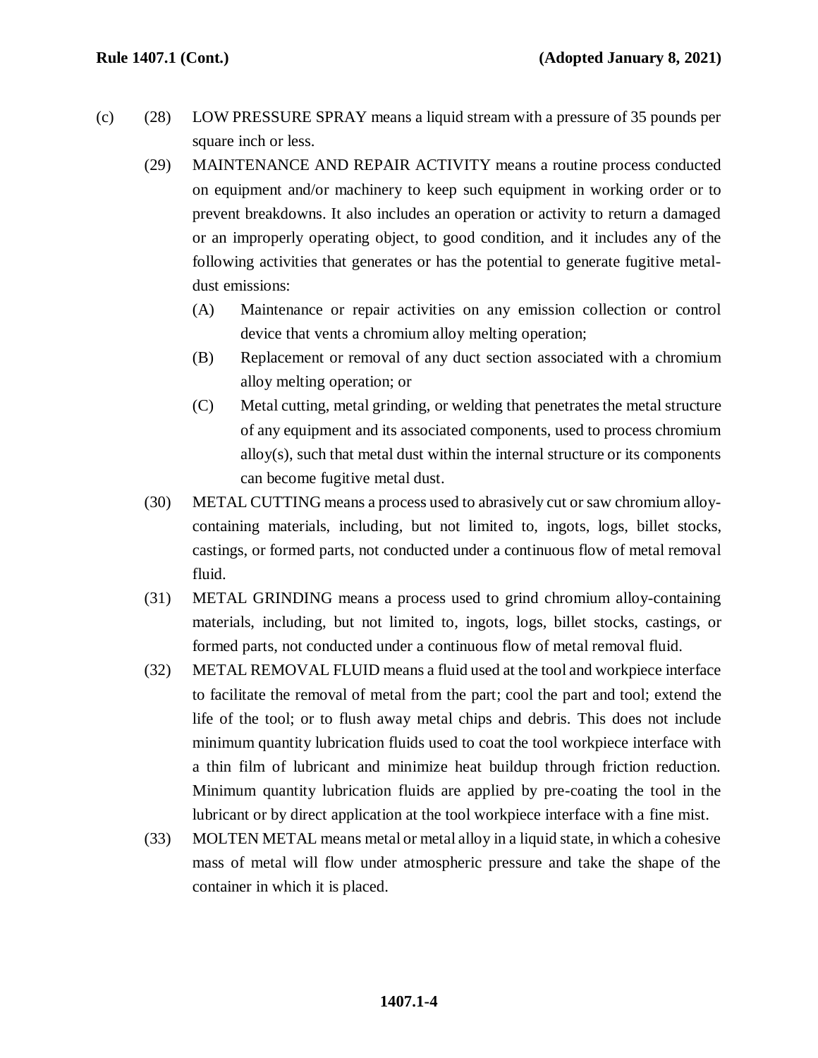(c) (28) LOW PRESSURE SPRAY means a liquid stream with a pressure of 35 pounds per square inch or less.

(29) MAINTENANCE AND REPAIR ACTIVITY means a routine process conducted on equipment and/or machinery to keep such equipment in working order or to prevent breakdowns. It also includes an operation or activity to return a damaged or an improperly operating object, to good condition, and it includes any of the following activities that generates or has the potential to generate fugitive metal-dust emissions:

- (A) Maintenance or repair activities on any emission collection or control device that vents a chromium alloy melting operation;
- (B) Replacement or removal of any duct section associated with a chromium alloy melting operation; or
- (C) Metal cutting, metal grinding, or welding that penetrates the metal structure of any equipment and its associated components, used to process chromium alloy(s), such that metal dust within the internal structure or its components can become fugitive metal dust.

(30) METAL CUTTING means a process used to abrasively cut or saw chromium alloy-containing materials, including, but not limited to, ingots, logs, billet stocks, castings, or formed parts, not conducted under a continuous flow of metal removal fluid.

(31) METAL GRINDING means a process used to grind chromium alloy-containing materials, including, but not limited to, ingots, logs, billet stocks, castings, or formed parts, not conducted under a continuous flow of metal removal fluid.

(32) METAL REMOVAL FLUID means a fluid used at the tool and workpiece interface to facilitate the removal of metal from the part; cool the part and tool; extend the life of the tool; or to flush away metal chips and debris. This does not include minimum quantity lubrication fluids used to coat the tool workpiece interface with a thin film of lubricant and minimize heat buildup through friction reduction. Minimum quantity lubrication fluids are applied by pre-coating the tool in the lubricant or by direct application at the tool workpiece interface with a fine mist.

(33) MOLTEN METAL means metal or metal alloy in a liquid state, in which a cohesive mass of metal will flow under atmospheric pressure and take the shape of the container in which it is placed.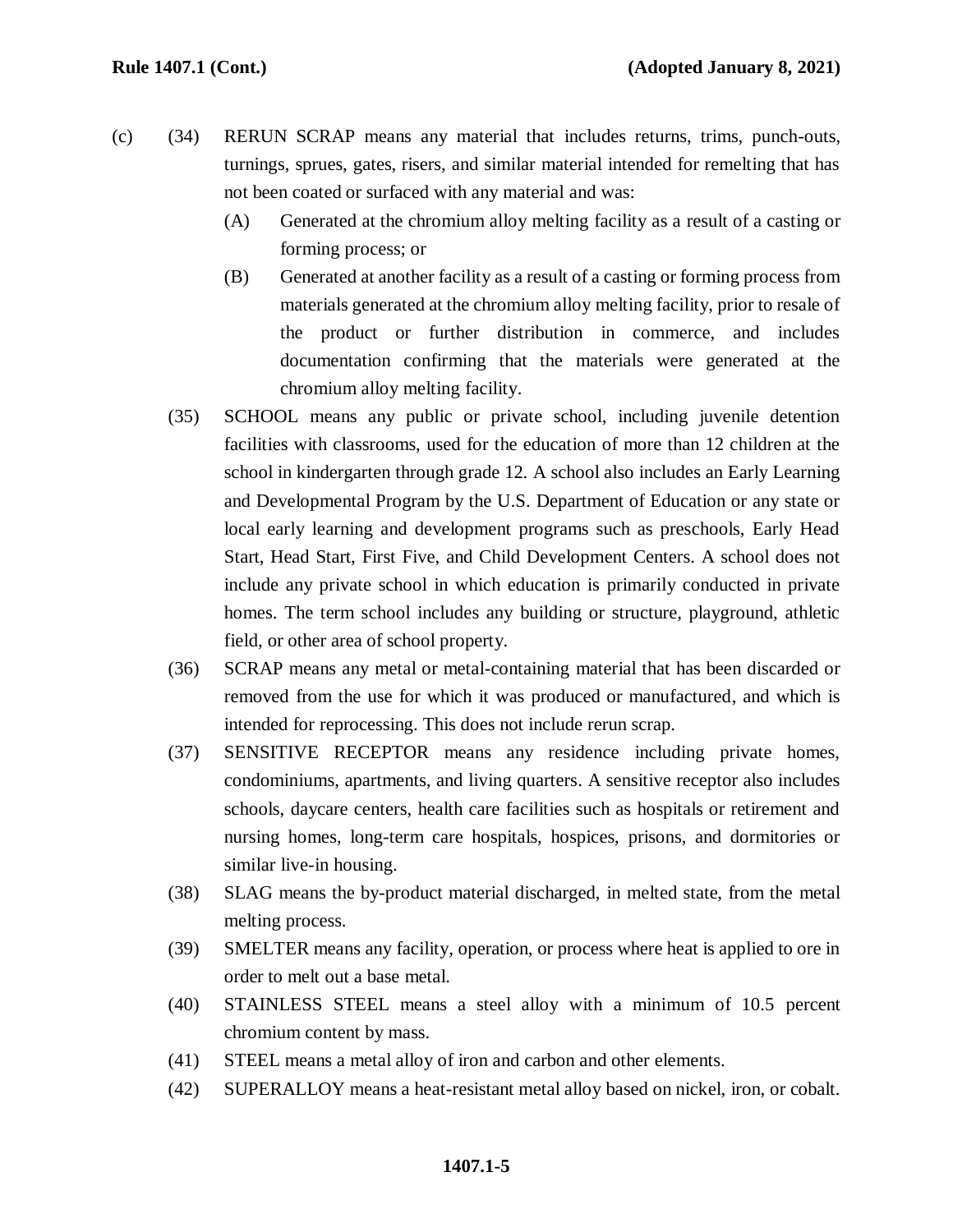(c) (34) RERUN SCRAP means any material that includes returns, trims, punch-outs, turnings, sprues, gates, risers, and similar material intended for remelting that has not been coated or surfaced with any material and was:

(A) Generated at the chromium alloy melting facility as a result of a casting or forming process; or

(B) Generated at another facility as a result of a casting or forming process from materials generated at the chromium alloy melting facility, prior to resale of the product or further distribution in commerce, and includes documentation confirming that the materials were generated at the chromium alloy melting facility.

(35) SCHOOL means any public or private school, including juvenile detention facilities with classrooms, used for the education of more than 12 children at the school in kindergarten through grade 12. A school also includes an Early Learning and Developmental Program by the U.S. Department of Education or any state or local early learning and development programs such as preschools, Early Head Start, Head Start, First Five, and Child Development Centers. A school does not include any private school in which education is primarily conducted in private homes. The term school includes any building or structure, playground, athletic field, or other area of school property.

(36) SCRAP means any metal or metal-containing material that has been discarded or removed from the use for which it was produced or manufactured, and which is intended for reprocessing. This does not include rerun scrap.

(37) SENSITIVE RECEPTOR means any residence including private homes, condominiums, apartments, and living quarters. A sensitive receptor also includes schools, daycare centers, health care facilities such as hospitals or retirement and nursing homes, long-term care hospitals, hospices, prisons, and dormitories or similar live-in housing.

(38) SLAG means the by-product material discharged, in melted state, from the metal melting process.

(39) SMELTER means any facility, operation, or process where heat is applied to ore in order to melt out a base metal.

(40) STAINLESS STEEL means a steel alloy with a minimum of 10.5 percent chromium content by mass.

(41) STEEL means a metal alloy of iron and carbon and other elements.

(42) SUPERALLOY means a heat-resistant metal alloy based on nickel, iron, or cobalt.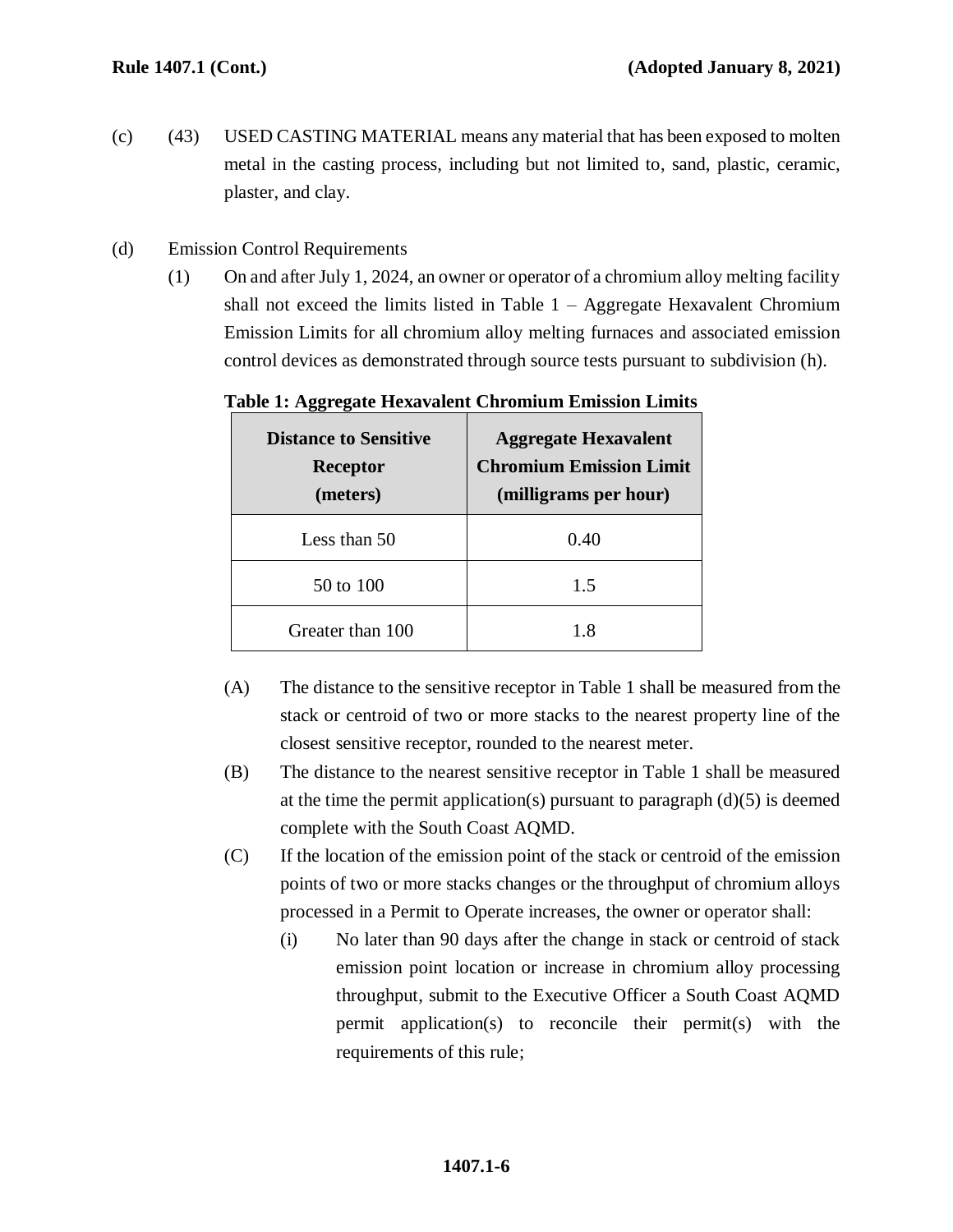(c) (43) USED CASTING MATERIAL means any material that has been exposed to molten metal in the casting process, including but not limited to, sand, plastic, ceramic, plaster, and clay.

(d) Emission Control Requirements

(1) On and after July 1, 2024, an owner or operator of a chromium alloy melting facility shall not exceed the limits listed in Table 1 – Aggregate Hexavalent Chromium Emission Limits for all chromium alloy melting furnaces and associated emission control devices as demonstrated through source tests pursuant to subdivision (h).

**Table 1: Aggregate Hexavalent Chromium Emission Limits**

| Distance to Sensitive Receptor (meters) | Aggregate Hexavalent Chromium Emission Limit (milligrams per hour) |
|---|---|
| Less than 50 | 0.40 |
| 50 to 100 | 1.5 |
| Greater than 100 | 1.8 |

(A) The distance to the sensitive receptor in Table 1 shall be measured from the stack or centroid of two or more stacks to the nearest property line of the closest sensitive receptor, rounded to the nearest meter.

(B) The distance to the nearest sensitive receptor in Table 1 shall be measured at the time the permit application(s) pursuant to paragraph (d)(5) is deemed complete with the South Coast AQMD.

(C) If the location of the emission point of the stack or centroid of the emission points of two or more stacks changes or the throughput of chromium alloys processed in a Permit to Operate increases, the owner or operator shall:

(i) No later than 90 days after the change in stack or centroid of stack emission point location or increase in chromium alloy processing throughput, submit to the Executive Officer a South Coast AQMD permit application(s) to reconcile their permit(s) with the requirements of this rule;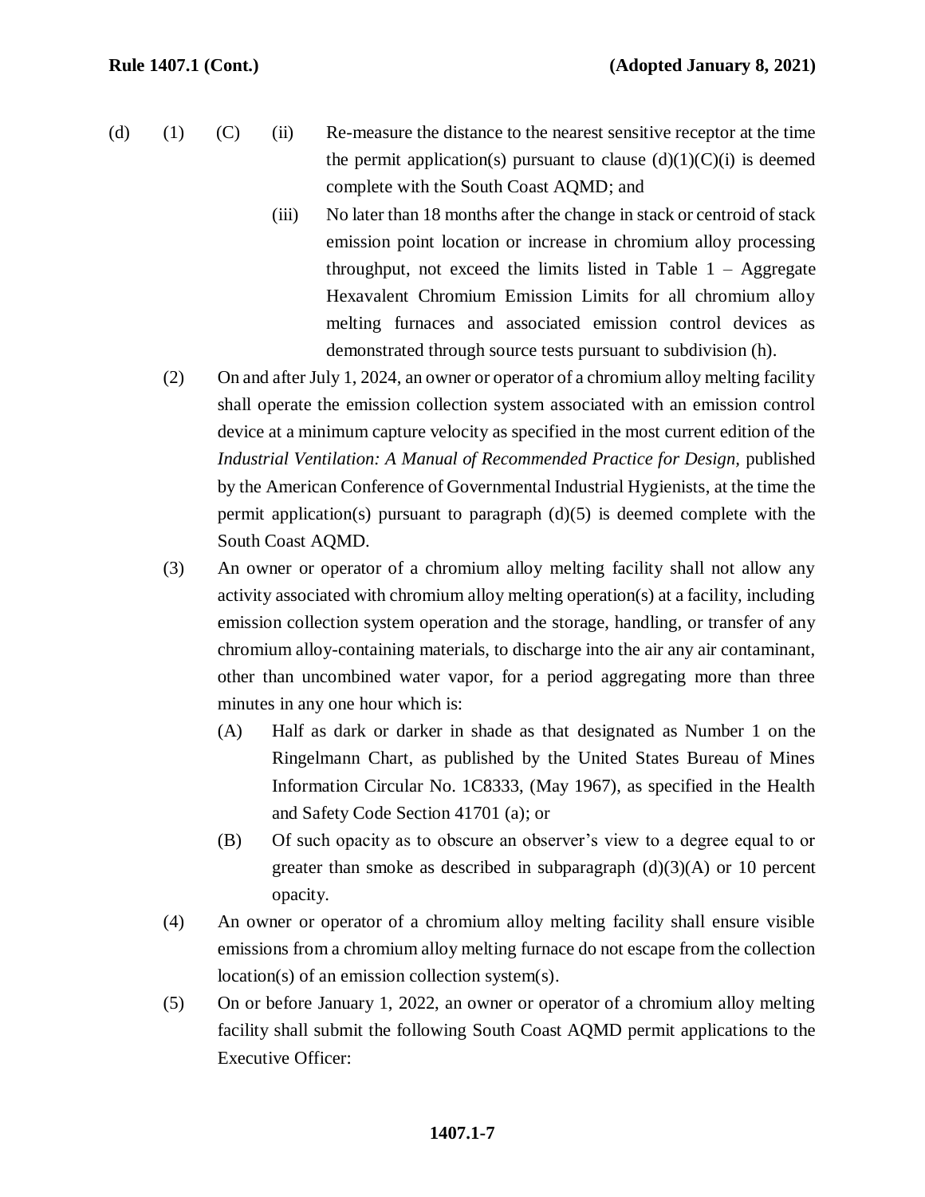(d) (1) (C) (ii) Re-measure the distance to the nearest sensitive receptor at the time the permit application(s) pursuant to clause (d)(1)(C)(i) is deemed complete with the South Coast AQMD; and

(iii) No later than 18 months after the change in stack or centroid of stack emission point location or increase in chromium alloy processing throughput, not exceed the limits listed in Table 1 – Aggregate Hexavalent Chromium Emission Limits for all chromium alloy melting furnaces and associated emission control devices as demonstrated through source tests pursuant to subdivision (h).

(2) On and after July 1, 2024, an owner or operator of a chromium alloy melting facility shall operate the emission collection system associated with an emission control device at a minimum capture velocity as specified in the most current edition of the *Industrial Ventilation: A Manual of Recommended Practice for Design*, published by the American Conference of Governmental Industrial Hygienists, at the time the permit application(s) pursuant to paragraph (d)(5) is deemed complete with the South Coast AQMD.

(3) An owner or operator of a chromium alloy melting facility shall not allow any activity associated with chromium alloy melting operation(s) at a facility, including emission collection system operation and the storage, handling, or transfer of any chromium alloy-containing materials, to discharge into the air any air contaminant, other than uncombined water vapor, for a period aggregating more than three minutes in any one hour which is:

(A) Half as dark or darker in shade as that designated as Number 1 on the Ringelmann Chart, as published by the United States Bureau of Mines Information Circular No. 1C8333, (May 1967), as specified in the Health and Safety Code Section 41701 (a); or

(B) Of such opacity as to obscure an observer's view to a degree equal to or greater than smoke as described in subparagraph (d)(3)(A) or 10 percent opacity.

(4) An owner or operator of a chromium alloy melting facility shall ensure visible emissions from a chromium alloy melting furnace do not escape from the collection location(s) of an emission collection system(s).

(5) On or before January 1, 2022, an owner or operator of a chromium alloy melting facility shall submit the following South Coast AQMD permit applications to the Executive Officer: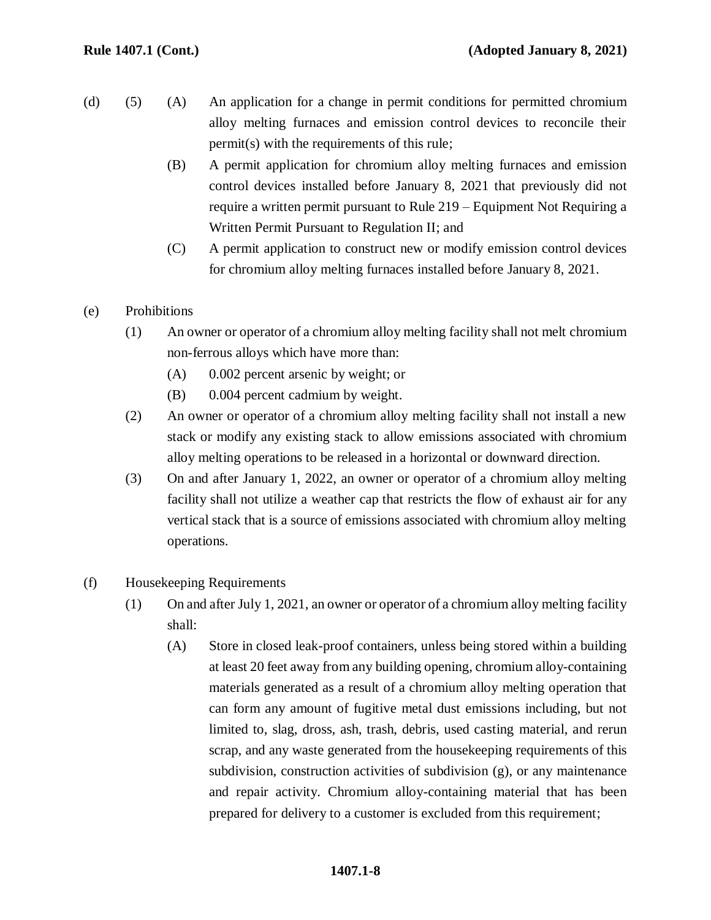(d) (5) (A) An application for a change in permit conditions for permitted chromium alloy melting furnaces and emission control devices to reconcile their permit(s) with the requirements of this rule;

(B) A permit application for chromium alloy melting furnaces and emission control devices installed before January 8, 2021 that previously did not require a written permit pursuant to Rule 219 – Equipment Not Requiring a Written Permit Pursuant to Regulation II; and

(C) A permit application to construct new or modify emission control devices for chromium alloy melting furnaces installed before January 8, 2021.

(e) Prohibitions

(1) An owner or operator of a chromium alloy melting facility shall not melt chromium non-ferrous alloys which have more than:

(A) 0.002 percent arsenic by weight; or

(B) 0.004 percent cadmium by weight.

(2) An owner or operator of a chromium alloy melting facility shall not install a new stack or modify any existing stack to allow emissions associated with chromium alloy melting operations to be released in a horizontal or downward direction.

(3) On and after January 1, 2022, an owner or operator of a chromium alloy melting facility shall not utilize a weather cap that restricts the flow of exhaust air for any vertical stack that is a source of emissions associated with chromium alloy melting operations.

(f) Housekeeping Requirements

(1) On and after July 1, 2021, an owner or operator of a chromium alloy melting facility shall:

(A) Store in closed leak-proof containers, unless being stored within a building at least 20 feet away from any building opening, chromium alloy-containing materials generated as a result of a chromium alloy melting operation that can form any amount of fugitive metal dust emissions including, but not limited to, slag, dross, ash, trash, debris, used casting material, and rerun scrap, and any waste generated from the housekeeping requirements of this subdivision, construction activities of subdivision (g), or any maintenance and repair activity. Chromium alloy-containing material that has been prepared for delivery to a customer is excluded from this requirement;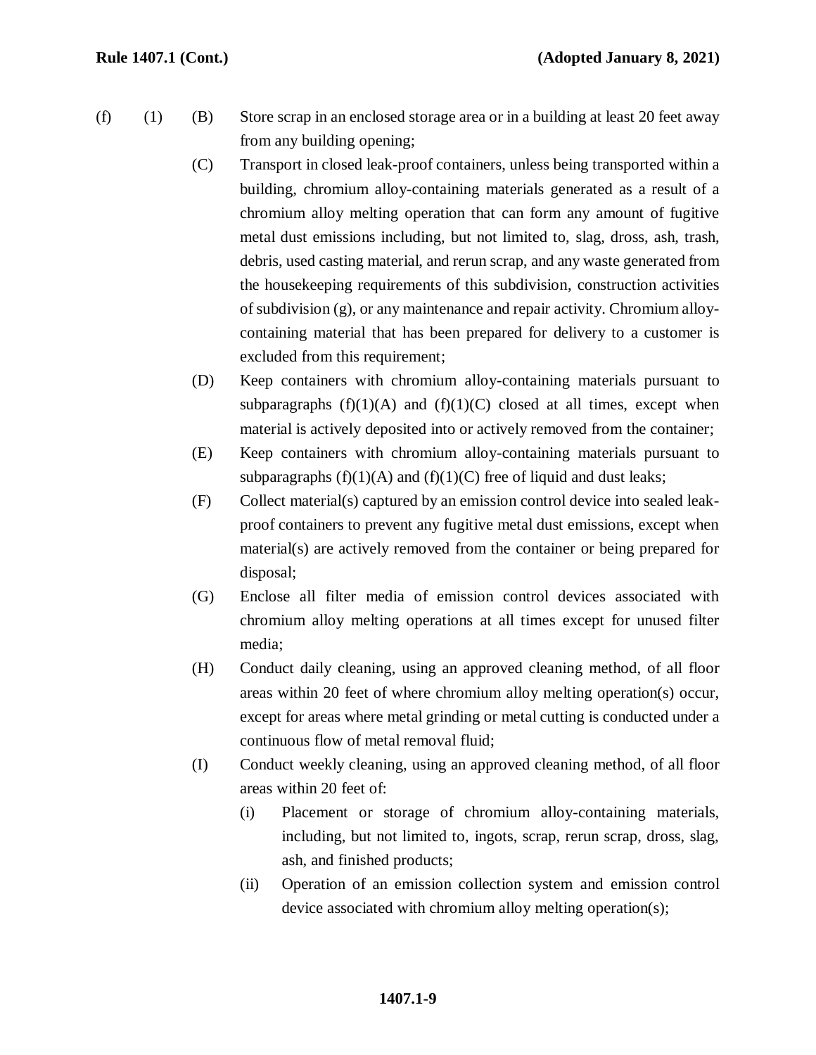(f) (1) (B) Store scrap in an enclosed storage area or in a building at least 20 feet away from any building opening;

(C) Transport in closed leak-proof containers, unless being transported within a building, chromium alloy-containing materials generated as a result of a chromium alloy melting operation that can form any amount of fugitive metal dust emissions including, but not limited to, slag, dross, ash, trash, debris, used casting material, and rerun scrap, and any waste generated from the housekeeping requirements of this subdivision, construction activities of subdivision (g), or any maintenance and repair activity. Chromium alloy-containing material that has been prepared for delivery to a customer is excluded from this requirement;

(D) Keep containers with chromium alloy-containing materials pursuant to subparagraphs (f)(1)(A) and (f)(1)(C) closed at all times, except when material is actively deposited into or actively removed from the container;

(E) Keep containers with chromium alloy-containing materials pursuant to subparagraphs (f)(1)(A) and (f)(1)(C) free of liquid and dust leaks;

(F) Collect material(s) captured by an emission control device into sealed leak-proof containers to prevent any fugitive metal dust emissions, except when material(s) are actively removed from the container or being prepared for disposal;

(G) Enclose all filter media of emission control devices associated with chromium alloy melting operations at all times except for unused filter media;

(H) Conduct daily cleaning, using an approved cleaning method, of all floor areas within 20 feet of where chromium alloy melting operation(s) occur, except for areas where metal grinding or metal cutting is conducted under a continuous flow of metal removal fluid;

(I) Conduct weekly cleaning, using an approved cleaning method, of all floor areas within 20 feet of:

(i) Placement or storage of chromium alloy-containing materials, including, but not limited to, ingots, scrap, rerun scrap, dross, slag, ash, and finished products;

(ii) Operation of an emission collection system and emission control device associated with chromium alloy melting operation(s);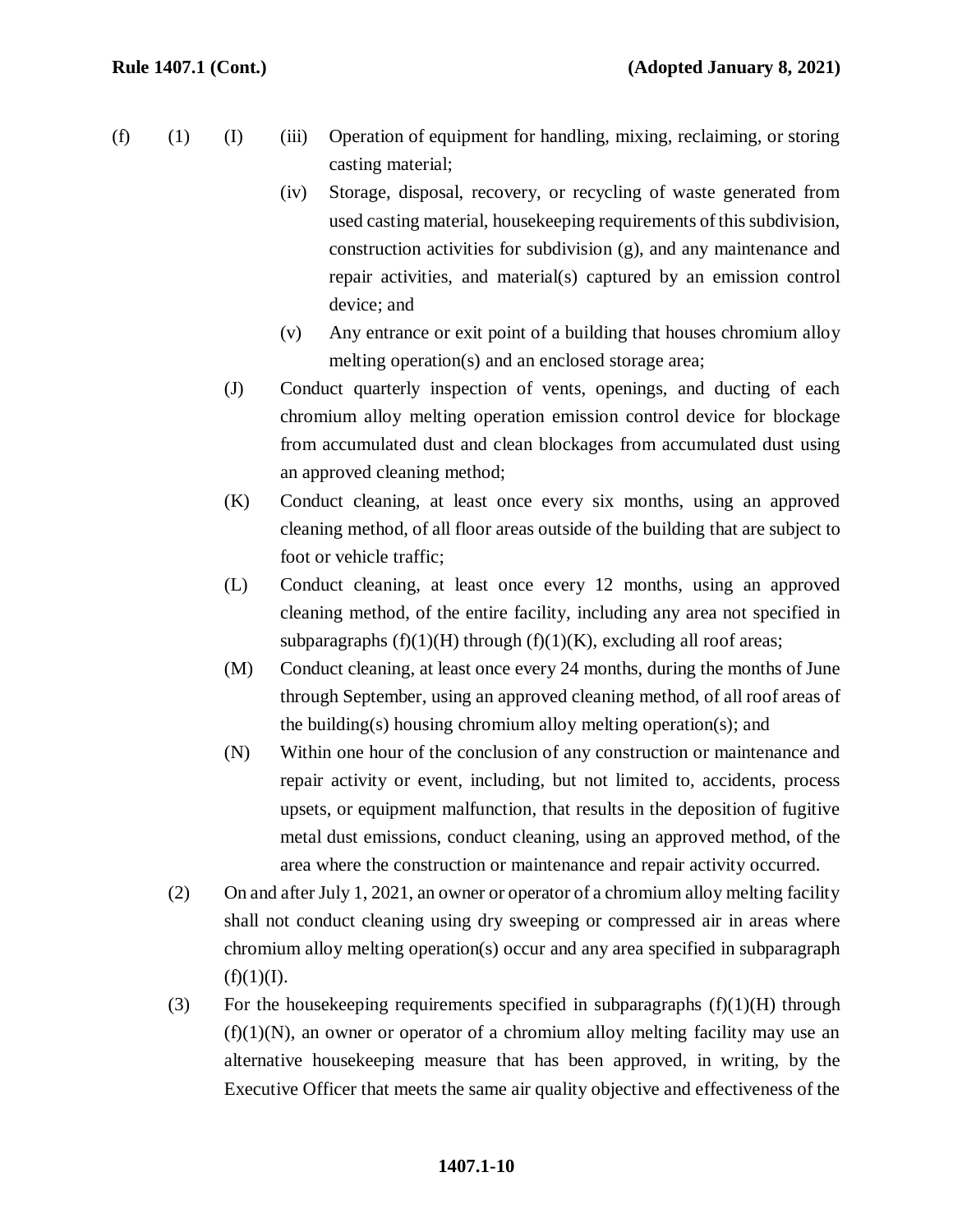(f) (1) (I) (iii) Operation of equipment for handling, mixing, reclaiming, or storing casting material;

(iv) Storage, disposal, recovery, or recycling of waste generated from used casting material, housekeeping requirements of this subdivision, construction activities for subdivision (g), and any maintenance and repair activities, and material(s) captured by an emission control device; and

(v) Any entrance or exit point of a building that houses chromium alloy melting operation(s) and an enclosed storage area;

(J) Conduct quarterly inspection of vents, openings, and ducting of each chromium alloy melting operation emission control device for blockage from accumulated dust and clean blockages from accumulated dust using an approved cleaning method;

(K) Conduct cleaning, at least once every six months, using an approved cleaning method, of all floor areas outside of the building that are subject to foot or vehicle traffic;

(L) Conduct cleaning, at least once every 12 months, using an approved cleaning method, of the entire facility, including any area not specified in subparagraphs (f)(1)(H) through (f)(1)(K), excluding all roof areas;

(M) Conduct cleaning, at least once every 24 months, during the months of June through September, using an approved cleaning method, of all roof areas of the building(s) housing chromium alloy melting operation(s); and

(N) Within one hour of the conclusion of any construction or maintenance and repair activity or event, including, but not limited to, accidents, process upsets, or equipment malfunction, that results in the deposition of fugitive metal dust emissions, conduct cleaning, using an approved method, of the area where the construction or maintenance and repair activity occurred.

(2) On and after July 1, 2021, an owner or operator of a chromium alloy melting facility shall not conduct cleaning using dry sweeping or compressed air in areas where chromium alloy melting operation(s) occur and any area specified in subparagraph (f)(1)(I).

(3) For the housekeeping requirements specified in subparagraphs (f)(1)(H) through (f)(1)(N), an owner or operator of a chromium alloy melting facility may use an alternative housekeeping measure that has been approved, in writing, by the Executive Officer that meets the same air quality objective and effectiveness of the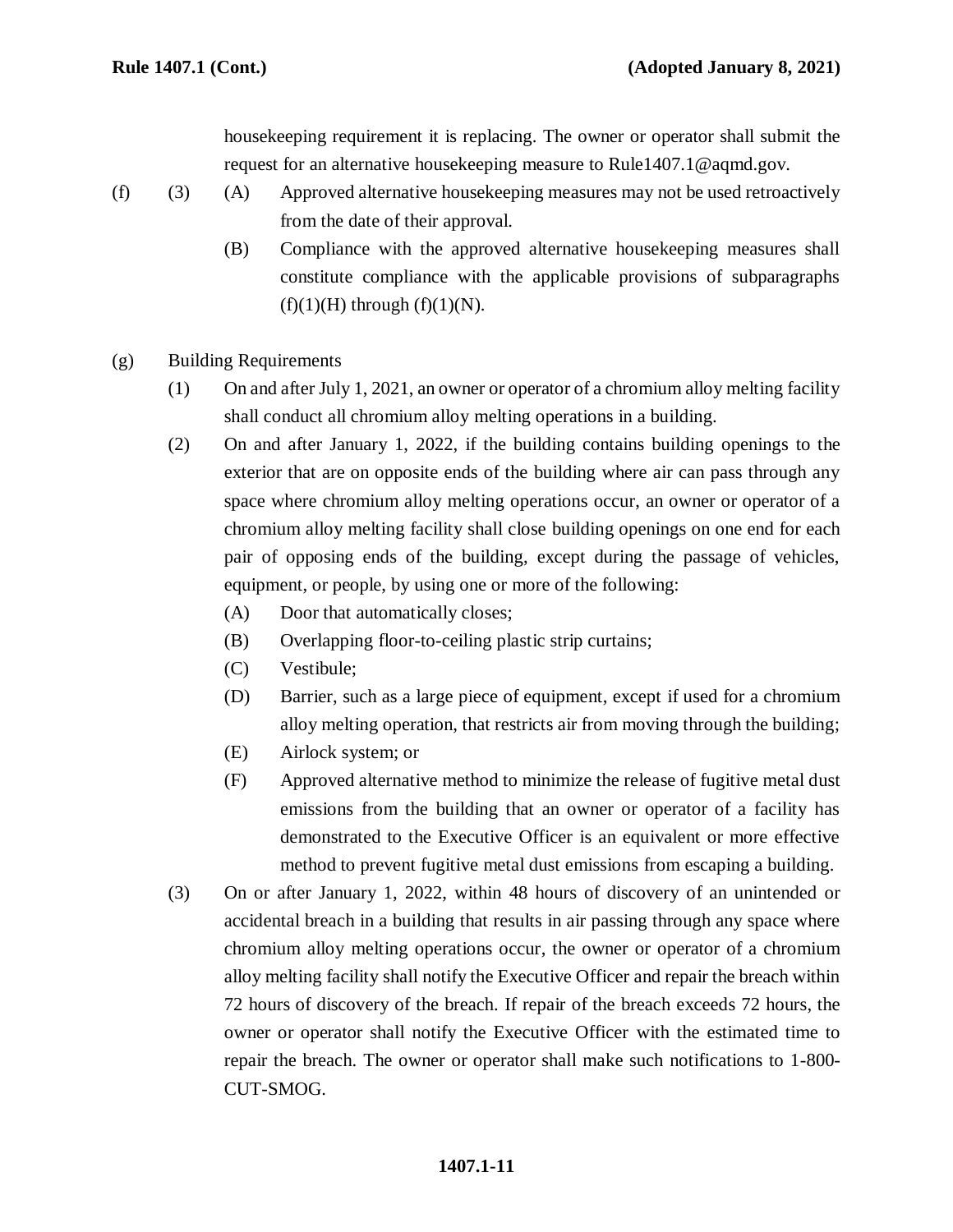housekeeping requirement it is replacing. The owner or operator shall submit the request for an alternative housekeeping measure to Rule1407.1@aqmd.gov.

(f) (3) (A) Approved alternative housekeeping measures may not be used retroactively from the date of their approval.

(B) Compliance with the approved alternative housekeeping measures shall constitute compliance with the applicable provisions of subparagraphs (f)(1)(H) through (f)(1)(N).

(g) Building Requirements

(1) On and after July 1, 2021, an owner or operator of a chromium alloy melting facility shall conduct all chromium alloy melting operations in a building.

(2) On and after January 1, 2022, if the building contains building openings to the exterior that are on opposite ends of the building where air can pass through any space where chromium alloy melting operations occur, an owner or operator of a chromium alloy melting facility shall close building openings on one end for each pair of opposing ends of the building, except during the passage of vehicles, equipment, or people, by using one or more of the following:

(A) Door that automatically closes;

(B) Overlapping floor-to-ceiling plastic strip curtains;

(C) Vestibule;

(D) Barrier, such as a large piece of equipment, except if used for a chromium alloy melting operation, that restricts air from moving through the building;

(E) Airlock system; or

(F) Approved alternative method to minimize the release of fugitive metal dust emissions from the building that an owner or operator of a facility has demonstrated to the Executive Officer is an equivalent or more effective method to prevent fugitive metal dust emissions from escaping a building.

(3) On or after January 1, 2022, within 48 hours of discovery of an unintended or accidental breach in a building that results in air passing through any space where chromium alloy melting operations occur, the owner or operator of a chromium alloy melting facility shall notify the Executive Officer and repair the breach within 72 hours of discovery of the breach. If repair of the breach exceeds 72 hours, the owner or operator shall notify the Executive Officer with the estimated time to repair the breach. The owner or operator shall make such notifications to 1-800-CUT-SMOG.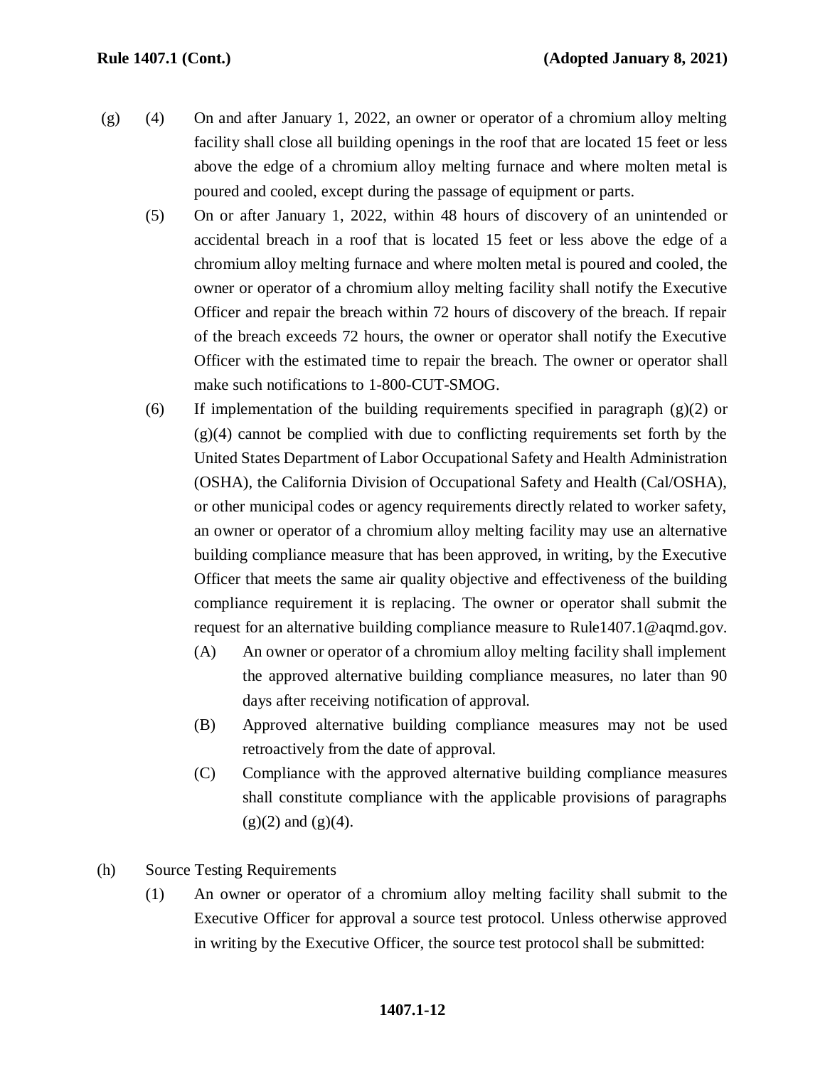(g) (4) On and after January 1, 2022, an owner or operator of a chromium alloy melting facility shall close all building openings in the roof that are located 15 feet or less above the edge of a chromium alloy melting furnace and where molten metal is poured and cooled, except during the passage of equipment or parts.

(5) On or after January 1, 2022, within 48 hours of discovery of an unintended or accidental breach in a roof that is located 15 feet or less above the edge of a chromium alloy melting furnace and where molten metal is poured and cooled, the owner or operator of a chromium alloy melting facility shall notify the Executive Officer and repair the breach within 72 hours of discovery of the breach. If repair of the breach exceeds 72 hours, the owner or operator shall notify the Executive Officer with the estimated time to repair the breach. The owner or operator shall make such notifications to 1-800-CUT-SMOG.

(6) If implementation of the building requirements specified in paragraph (g)(2) or (g)(4) cannot be complied with due to conflicting requirements set forth by the United States Department of Labor Occupational Safety and Health Administration (OSHA), the California Division of Occupational Safety and Health (Cal/OSHA), or other municipal codes or agency requirements directly related to worker safety, an owner or operator of a chromium alloy melting facility may use an alternative building compliance measure that has been approved, in writing, by the Executive Officer that meets the same air quality objective and effectiveness of the building compliance requirement it is replacing. The owner or operator shall submit the request for an alternative building compliance measure to Rule1407.1@aqmd.gov.

(A) An owner or operator of a chromium alloy melting facility shall implement the approved alternative building compliance measures, no later than 90 days after receiving notification of approval.

(B) Approved alternative building compliance measures may not be used retroactively from the date of approval.

(C) Compliance with the approved alternative building compliance measures shall constitute compliance with the applicable provisions of paragraphs (g)(2) and (g)(4).

(h) Source Testing Requirements

(1) An owner or operator of a chromium alloy melting facility shall submit to the Executive Officer for approval a source test protocol. Unless otherwise approved in writing by the Executive Officer, the source test protocol shall be submitted: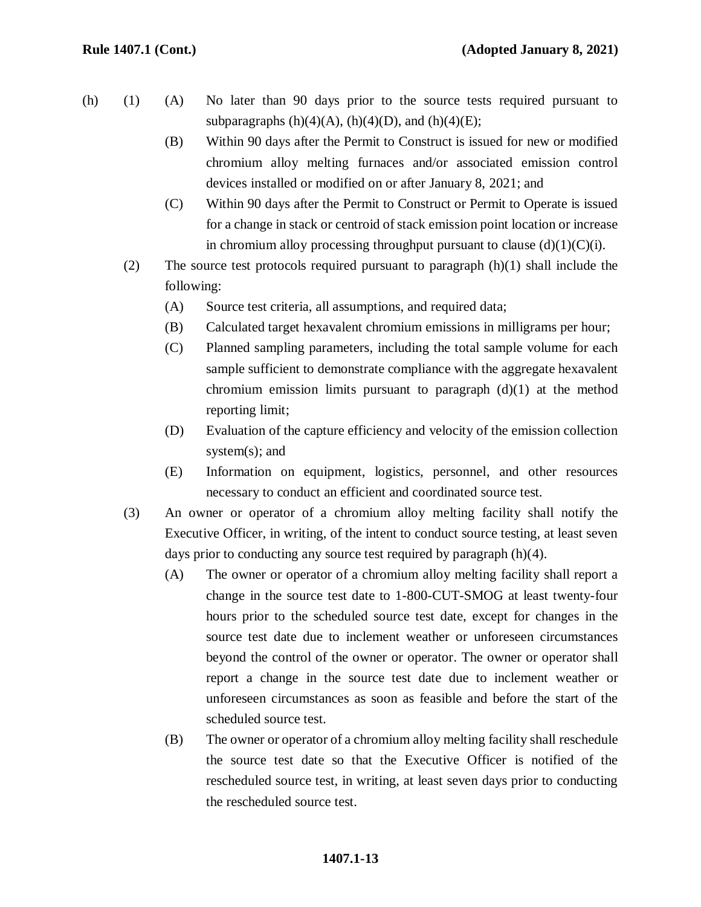(h) (1) (A) No later than 90 days prior to the source tests required pursuant to subparagraphs (h)(4)(A), (h)(4)(D), and (h)(4)(E);

(B) Within 90 days after the Permit to Construct is issued for new or modified chromium alloy melting furnaces and/or associated emission control devices installed or modified on or after January 8, 2021; and

(C) Within 90 days after the Permit to Construct or Permit to Operate is issued for a change in stack or centroid of stack emission point location or increase in chromium alloy processing throughput pursuant to clause (d)(1)(C)(i).

(2) The source test protocols required pursuant to paragraph (h)(1) shall include the following:

(A) Source test criteria, all assumptions, and required data;

(B) Calculated target hexavalent chromium emissions in milligrams per hour;

(C) Planned sampling parameters, including the total sample volume for each sample sufficient to demonstrate compliance with the aggregate hexavalent chromium emission limits pursuant to paragraph (d)(1) at the method reporting limit;

(D) Evaluation of the capture efficiency and velocity of the emission collection system(s); and

(E) Information on equipment, logistics, personnel, and other resources necessary to conduct an efficient and coordinated source test.

(3) An owner or operator of a chromium alloy melting facility shall notify the Executive Officer, in writing, of the intent to conduct source testing, at least seven days prior to conducting any source test required by paragraph (h)(4).

(A) The owner or operator of a chromium alloy melting facility shall report a change in the source test date to 1-800-CUT-SMOG at least twenty-four hours prior to the scheduled source test date, except for changes in the source test date due to inclement weather or unforeseen circumstances beyond the control of the owner or operator. The owner or operator shall report a change in the source test date due to inclement weather or unforeseen circumstances as soon as feasible and before the start of the scheduled source test.

(B) The owner or operator of a chromium alloy melting facility shall reschedule the source test date so that the Executive Officer is notified of the rescheduled source test, in writing, at least seven days prior to conducting the rescheduled source test.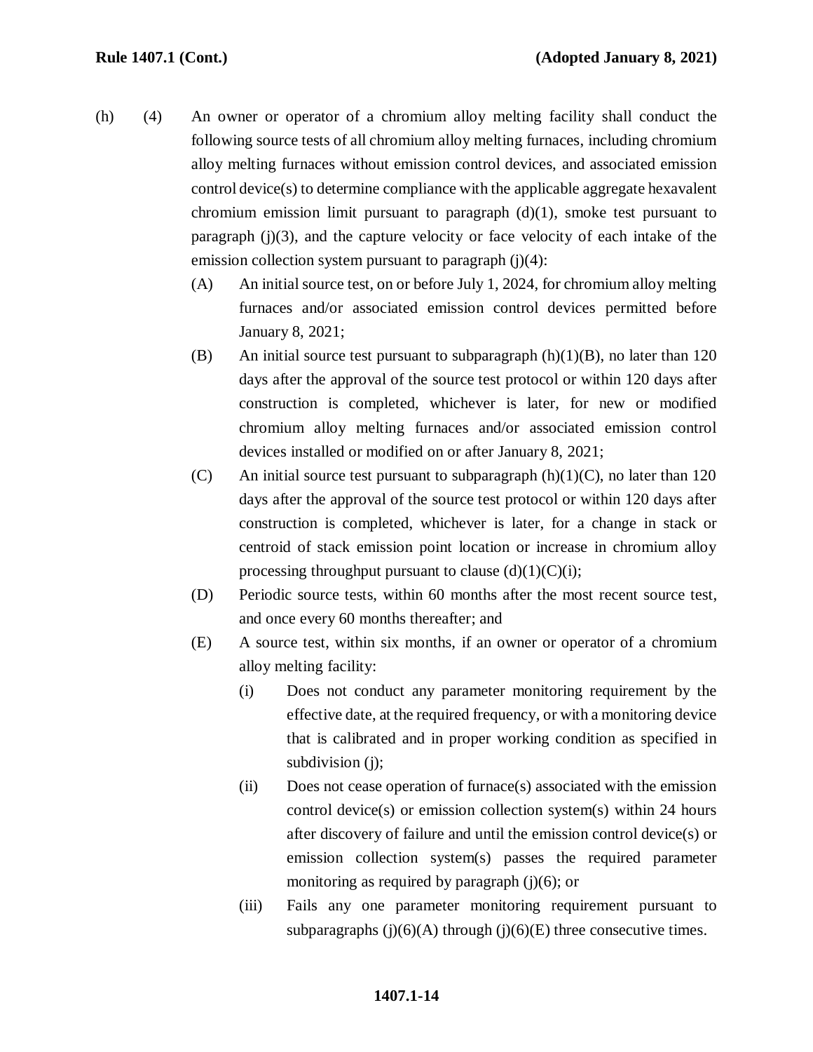(h) (4) An owner or operator of a chromium alloy melting facility shall conduct the following source tests of all chromium alloy melting furnaces, including chromium alloy melting furnaces without emission control devices, and associated emission control device(s) to determine compliance with the applicable aggregate hexavalent chromium emission limit pursuant to paragraph (d)(1), smoke test pursuant to paragraph (j)(3), and the capture velocity or face velocity of each intake of the emission collection system pursuant to paragraph (j)(4):

- (A) An initial source test, on or before July 1, 2024, for chromium alloy melting furnaces and/or associated emission control devices permitted before January 8, 2021;
- (B) An initial source test pursuant to subparagraph (h)(1)(B), no later than 120 days after the approval of the source test protocol or within 120 days after construction is completed, whichever is later, for new or modified chromium alloy melting furnaces and/or associated emission control devices installed or modified on or after January 8, 2021;
- (C) An initial source test pursuant to subparagraph (h)(1)(C), no later than 120 days after the approval of the source test protocol or within 120 days after construction is completed, whichever is later, for a change in stack or centroid of stack emission point location or increase in chromium alloy processing throughput pursuant to clause (d)(1)(C)(i);
- (D) Periodic source tests, within 60 months after the most recent source test, and once every 60 months thereafter; and
- (E) A source test, within six months, if an owner or operator of a chromium alloy melting facility:
  - (i) Does not conduct any parameter monitoring requirement by the effective date, at the required frequency, or with a monitoring device that is calibrated and in proper working condition as specified in subdivision (j);
  - (ii) Does not cease operation of furnace(s) associated with the emission control device(s) or emission collection system(s) within 24 hours after discovery of failure and until the emission control device(s) or emission collection system(s) passes the required parameter monitoring as required by paragraph (j)(6); or
  - (iii) Fails any one parameter monitoring requirement pursuant to subparagraphs (j)(6)(A) through (j)(6)(E) three consecutive times.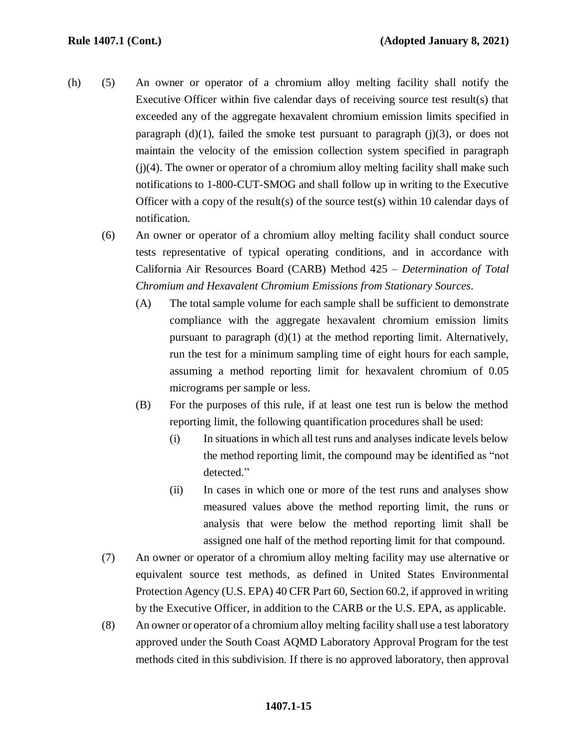(h) (5) An owner or operator of a chromium alloy melting facility shall notify the Executive Officer within five calendar days of receiving source test result(s) that exceeded any of the aggregate hexavalent chromium emission limits specified in paragraph (d)(1), failed the smoke test pursuant to paragraph (j)(3), or does not maintain the velocity of the emission collection system specified in paragraph (j)(4). The owner or operator of a chromium alloy melting facility shall make such notifications to 1-800-CUT-SMOG and shall follow up in writing to the Executive Officer with a copy of the result(s) of the source test(s) within 10 calendar days of notification.

(6) An owner or operator of a chromium alloy melting facility shall conduct source tests representative of typical operating conditions, and in accordance with California Air Resources Board (CARB) Method 425 – *Determination of Total Chromium and Hexavalent Chromium Emissions from Stationary Sources*.

(A) The total sample volume for each sample shall be sufficient to demonstrate compliance with the aggregate hexavalent chromium emission limits pursuant to paragraph (d)(1) at the method reporting limit. Alternatively, run the test for a minimum sampling time of eight hours for each sample, assuming a method reporting limit for hexavalent chromium of 0.05 micrograms per sample or less.

(B) For the purposes of this rule, if at least one test run is below the method reporting limit, the following quantification procedures shall be used:

(i) In situations in which all test runs and analyses indicate levels below the method reporting limit, the compound may be identified as "not detected."

(ii) In cases in which one or more of the test runs and analyses show measured values above the method reporting limit, the runs or analysis that were below the method reporting limit shall be assigned one half of the method reporting limit for that compound.

(7) An owner or operator of a chromium alloy melting facility may use alternative or equivalent source test methods, as defined in United States Environmental Protection Agency (U.S. EPA) 40 CFR Part 60, Section 60.2, if approved in writing by the Executive Officer, in addition to the CARB or the U.S. EPA, as applicable.

(8) An owner or operator of a chromium alloy melting facility shall use a test laboratory approved under the South Coast AQMD Laboratory Approval Program for the test methods cited in this subdivision. If there is no approved laboratory, then approval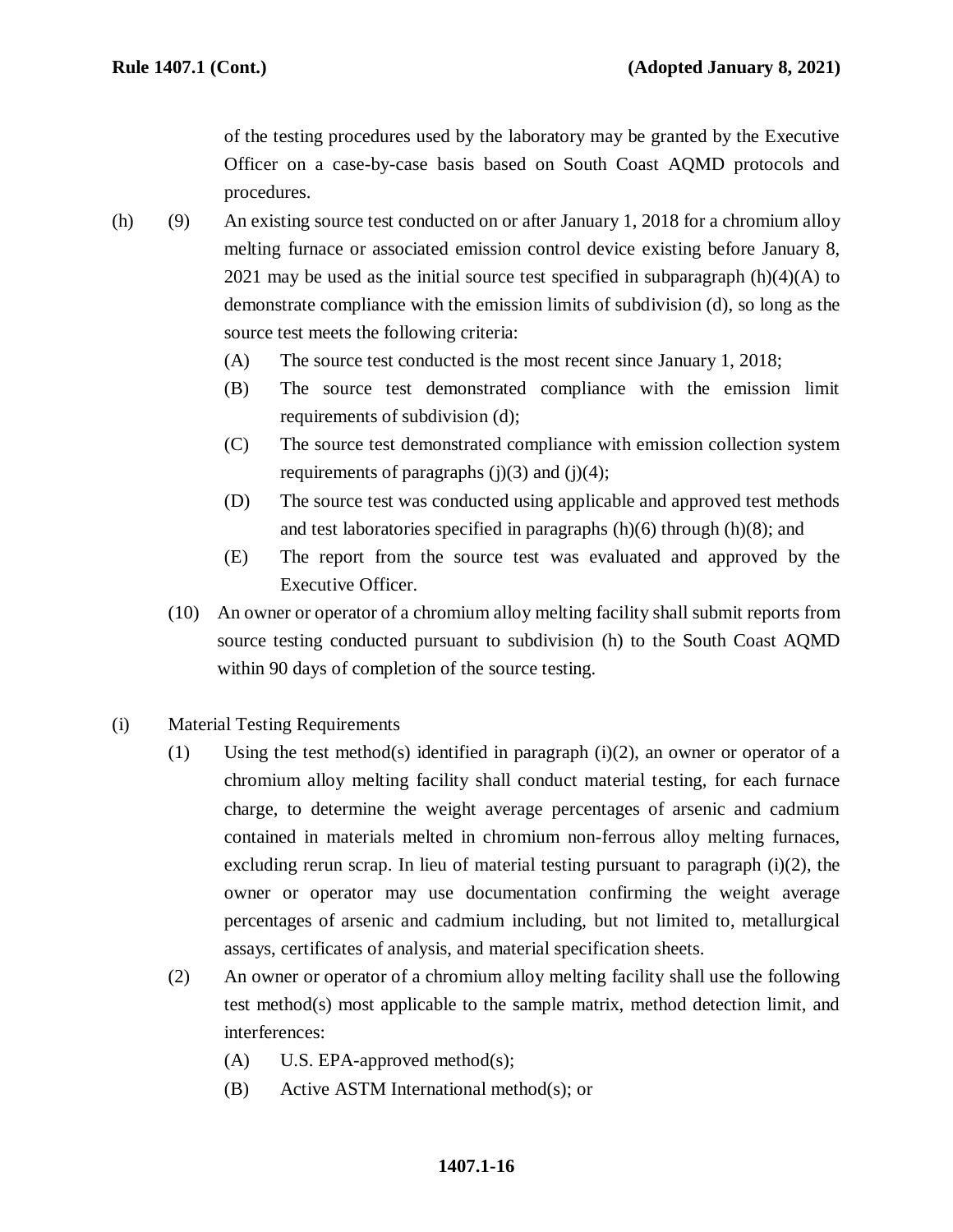of the testing procedures used by the laboratory may be granted by the Executive Officer on a case-by-case basis based on South Coast AQMD protocols and procedures.

(h) (9) An existing source test conducted on or after January 1, 2018 for a chromium alloy melting furnace or associated emission control device existing before January 8, 2021 may be used as the initial source test specified in subparagraph (h)(4)(A) to demonstrate compliance with the emission limits of subdivision (d), so long as the source test meets the following criteria:

- (A) The source test conducted is the most recent since January 1, 2018;
- (B) The source test demonstrated compliance with the emission limit requirements of subdivision (d);
- (C) The source test demonstrated compliance with emission collection system requirements of paragraphs (j)(3) and (j)(4);
- (D) The source test was conducted using applicable and approved test methods and test laboratories specified in paragraphs (h)(6) through (h)(8); and
- (E) The report from the source test was evaluated and approved by the Executive Officer.

(10) An owner or operator of a chromium alloy melting facility shall submit reports from source testing conducted pursuant to subdivision (h) to the South Coast AQMD within 90 days of completion of the source testing.

(i) Material Testing Requirements

(1) Using the test method(s) identified in paragraph (i)(2), an owner or operator of a chromium alloy melting facility shall conduct material testing, for each furnace charge, to determine the weight average percentages of arsenic and cadmium contained in materials melted in chromium non-ferrous alloy melting furnaces, excluding rerun scrap. In lieu of material testing pursuant to paragraph (i)(2), the owner or operator may use documentation confirming the weight average percentages of arsenic and cadmium including, but not limited to, metallurgical assays, certificates of analysis, and material specification sheets.

(2) An owner or operator of a chromium alloy melting facility shall use the following test method(s) most applicable to the sample matrix, method detection limit, and interferences:

- (A) U.S. EPA-approved method(s);
- (B) Active ASTM International method(s); or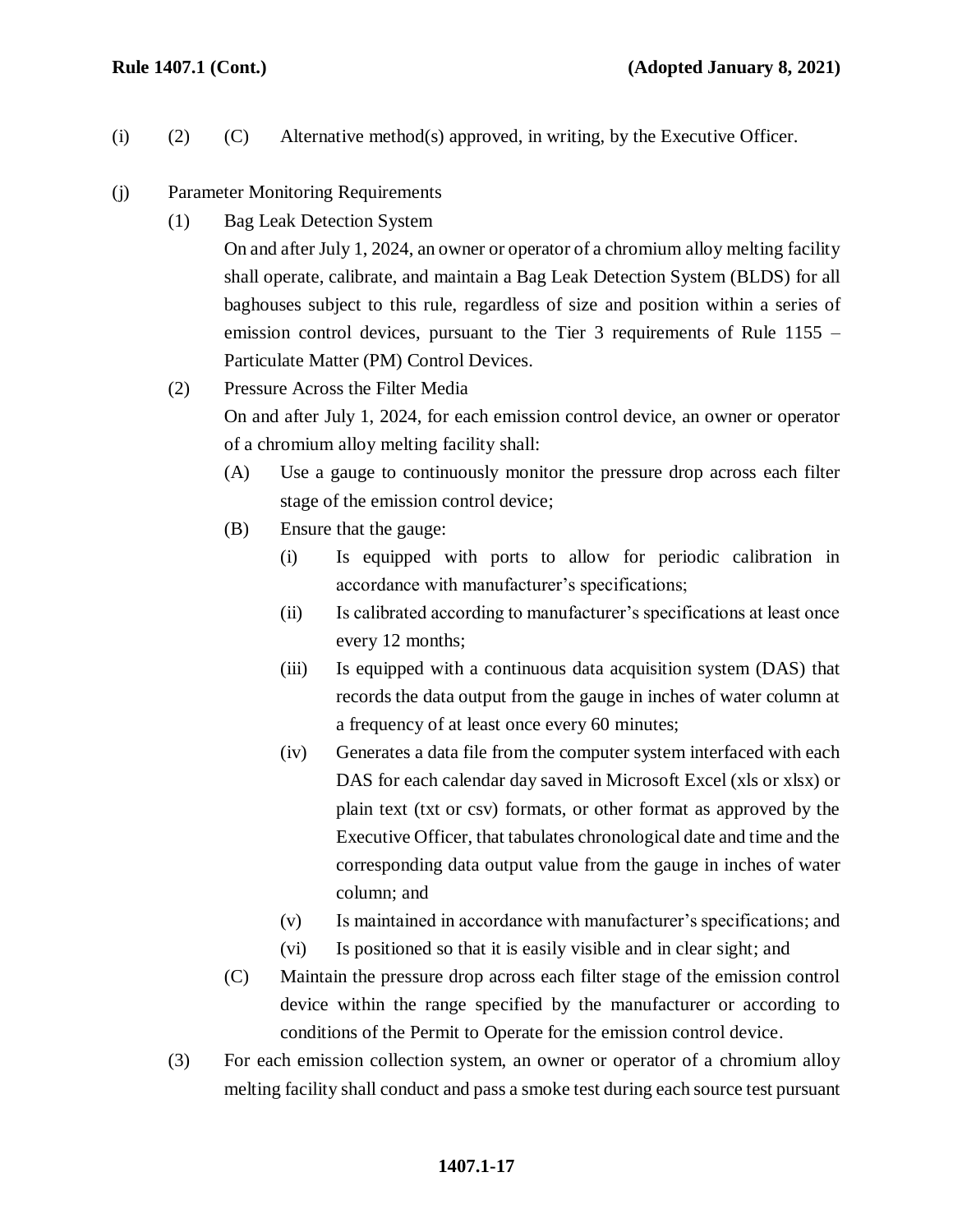(i) (2) (C) Alternative method(s) approved, in writing, by the Executive Officer.

(j) Parameter Monitoring Requirements

(1) Bag Leak Detection System

On and after July 1, 2024, an owner or operator of a chromium alloy melting facility shall operate, calibrate, and maintain a Bag Leak Detection System (BLDS) for all baghouses subject to this rule, regardless of size and position within a series of emission control devices, pursuant to the Tier 3 requirements of Rule 1155 – Particulate Matter (PM) Control Devices.

(2) Pressure Across the Filter Media

On and after July 1, 2024, for each emission control device, an owner or operator of a chromium alloy melting facility shall:

(A) Use a gauge to continuously monitor the pressure drop across each filter stage of the emission control device;

(B) Ensure that the gauge:

(i) Is equipped with ports to allow for periodic calibration in accordance with manufacturer's specifications;

(ii) Is calibrated according to manufacturer's specifications at least once every 12 months;

(iii) Is equipped with a continuous data acquisition system (DAS) that records the data output from the gauge in inches of water column at a frequency of at least once every 60 minutes;

(iv) Generates a data file from the computer system interfaced with each DAS for each calendar day saved in Microsoft Excel (xls or xlsx) or plain text (txt or csv) formats, or other format as approved by the Executive Officer, that tabulates chronological date and time and the corresponding data output value from the gauge in inches of water column; and

(v) Is maintained in accordance with manufacturer's specifications; and

(vi) Is positioned so that it is easily visible and in clear sight; and

(C) Maintain the pressure drop across each filter stage of the emission control device within the range specified by the manufacturer or according to conditions of the Permit to Operate for the emission control device.

(3) For each emission collection system, an owner or operator of a chromium alloy melting facility shall conduct and pass a smoke test during each source test pursuant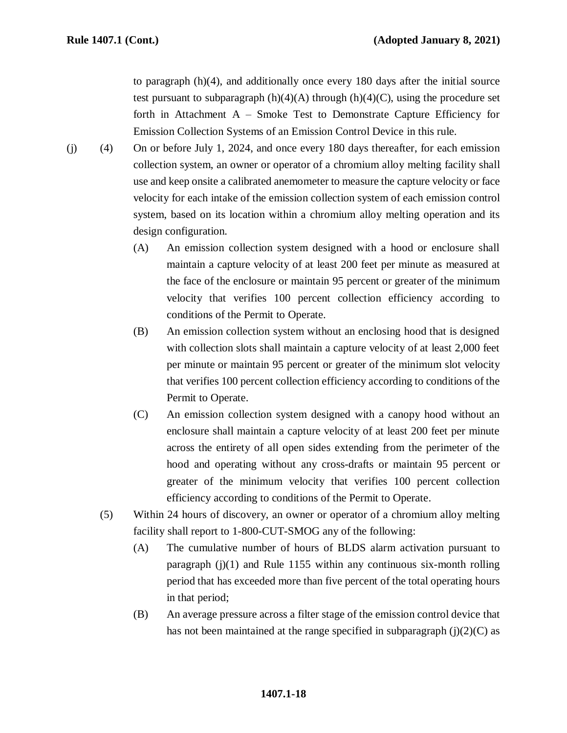to paragraph (h)(4), and additionally once every 180 days after the initial source test pursuant to subparagraph (h)(4)(A) through (h)(4)(C), using the procedure set forth in Attachment A – Smoke Test to Demonstrate Capture Efficiency for Emission Collection Systems of an Emission Control Device in this rule.

(j) (4) On or before July 1, 2024, and once every 180 days thereafter, for each emission collection system, an owner or operator of a chromium alloy melting facility shall use and keep onsite a calibrated anemometer to measure the capture velocity or face velocity for each intake of the emission collection system of each emission control system, based on its location within a chromium alloy melting operation and its design configuration.

(A) An emission collection system designed with a hood or enclosure shall maintain a capture velocity of at least 200 feet per minute as measured at the face of the enclosure or maintain 95 percent or greater of the minimum velocity that verifies 100 percent collection efficiency according to conditions of the Permit to Operate.

(B) An emission collection system without an enclosing hood that is designed with collection slots shall maintain a capture velocity of at least 2,000 feet per minute or maintain 95 percent or greater of the minimum slot velocity that verifies 100 percent collection efficiency according to conditions of the Permit to Operate.

(C) An emission collection system designed with a canopy hood without an enclosure shall maintain a capture velocity of at least 200 feet per minute across the entirety of all open sides extending from the perimeter of the hood and operating without any cross-drafts or maintain 95 percent or greater of the minimum velocity that verifies 100 percent collection efficiency according to conditions of the Permit to Operate.

(5) Within 24 hours of discovery, an owner or operator of a chromium alloy melting facility shall report to 1-800-CUT-SMOG any of the following:

(A) The cumulative number of hours of BLDS alarm activation pursuant to paragraph (j)(1) and Rule 1155 within any continuous six-month rolling period that has exceeded more than five percent of the total operating hours in that period;

(B) An average pressure across a filter stage of the emission control device that has not been maintained at the range specified in subparagraph (j)(2)(C) as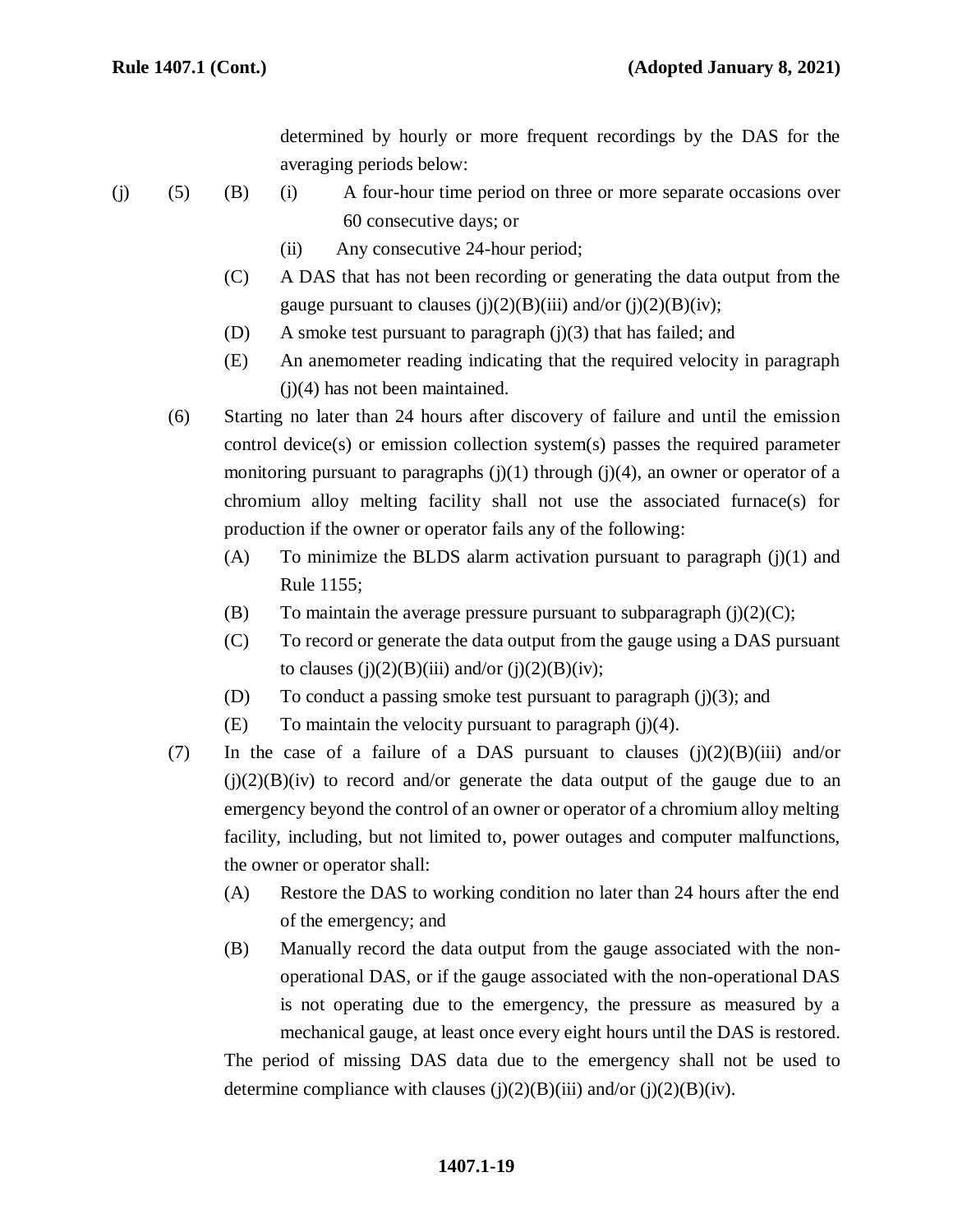determined by hourly or more frequent recordings by the DAS for the averaging periods below:

(j) (5) (B) (i) A four-hour time period on three or more separate occasions over 60 consecutive days; or

(ii) Any consecutive 24-hour period;

(C) A DAS that has not been recording or generating the data output from the gauge pursuant to clauses (j)(2)(B)(iii) and/or (j)(2)(B)(iv);

(D) A smoke test pursuant to paragraph (j)(3) that has failed; and

(E) An anemometer reading indicating that the required velocity in paragraph (j)(4) has not been maintained.

(6) Starting no later than 24 hours after discovery of failure and until the emission control device(s) or emission collection system(s) passes the required parameter monitoring pursuant to paragraphs (j)(1) through (j)(4), an owner or operator of a chromium alloy melting facility shall not use the associated furnace(s) for production if the owner or operator fails any of the following:

(A) To minimize the BLDS alarm activation pursuant to paragraph (j)(1) and Rule 1155;

(B) To maintain the average pressure pursuant to subparagraph (j)(2)(C);

(C) To record or generate the data output from the gauge using a DAS pursuant to clauses (j)(2)(B)(iii) and/or (j)(2)(B)(iv);

(D) To conduct a passing smoke test pursuant to paragraph (j)(3); and

(E) To maintain the velocity pursuant to paragraph (j)(4).

(7) In the case of a failure of a DAS pursuant to clauses (j)(2)(B)(iii) and/or (j)(2)(B)(iv) to record and/or generate the data output of the gauge due to an emergency beyond the control of an owner or operator of a chromium alloy melting facility, including, but not limited to, power outages and computer malfunctions, the owner or operator shall:

(A) Restore the DAS to working condition no later than 24 hours after the end of the emergency; and

(B) Manually record the data output from the gauge associated with the non-operational DAS, or if the gauge associated with the non-operational DAS is not operating due to the emergency, the pressure as measured by a mechanical gauge, at least once every eight hours until the DAS is restored.

The period of missing DAS data due to the emergency shall not be used to determine compliance with clauses (j)(2)(B)(iii) and/or (j)(2)(B)(iv).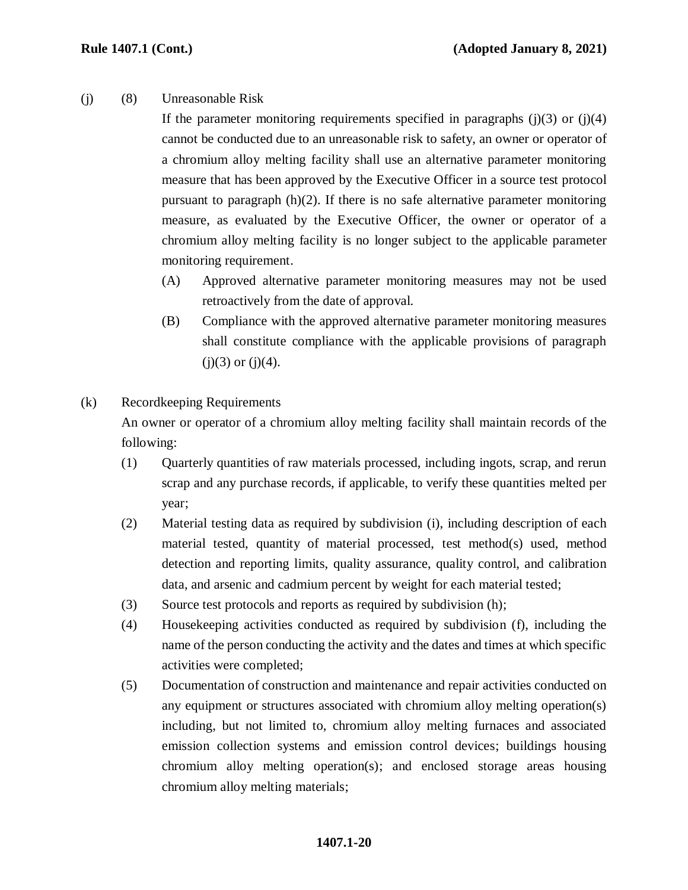(j) (8) Unreasonable Risk

If the parameter monitoring requirements specified in paragraphs (j)(3) or (j)(4) cannot be conducted due to an unreasonable risk to safety, an owner or operator of a chromium alloy melting facility shall use an alternative parameter monitoring measure that has been approved by the Executive Officer in a source test protocol pursuant to paragraph (h)(2). If there is no safe alternative parameter monitoring measure, as evaluated by the Executive Officer, the owner or operator of a chromium alloy melting facility is no longer subject to the applicable parameter monitoring requirement.

(A) Approved alternative parameter monitoring measures may not be used retroactively from the date of approval.

(B) Compliance with the approved alternative parameter monitoring measures shall constitute compliance with the applicable provisions of paragraph (j)(3) or (j)(4).

(k) Recordkeeping Requirements

An owner or operator of a chromium alloy melting facility shall maintain records of the following:

(1) Quarterly quantities of raw materials processed, including ingots, scrap, and rerun scrap and any purchase records, if applicable, to verify these quantities melted per year;

(2) Material testing data as required by subdivision (i), including description of each material tested, quantity of material processed, test method(s) used, method detection and reporting limits, quality assurance, quality control, and calibration data, and arsenic and cadmium percent by weight for each material tested;

(3) Source test protocols and reports as required by subdivision (h);

(4) Housekeeping activities conducted as required by subdivision (f), including the name of the person conducting the activity and the dates and times at which specific activities were completed;

(5) Documentation of construction and maintenance and repair activities conducted on any equipment or structures associated with chromium alloy melting operation(s) including, but not limited to, chromium alloy melting furnaces and associated emission collection systems and emission control devices; buildings housing chromium alloy melting operation(s); and enclosed storage areas housing chromium alloy melting materials;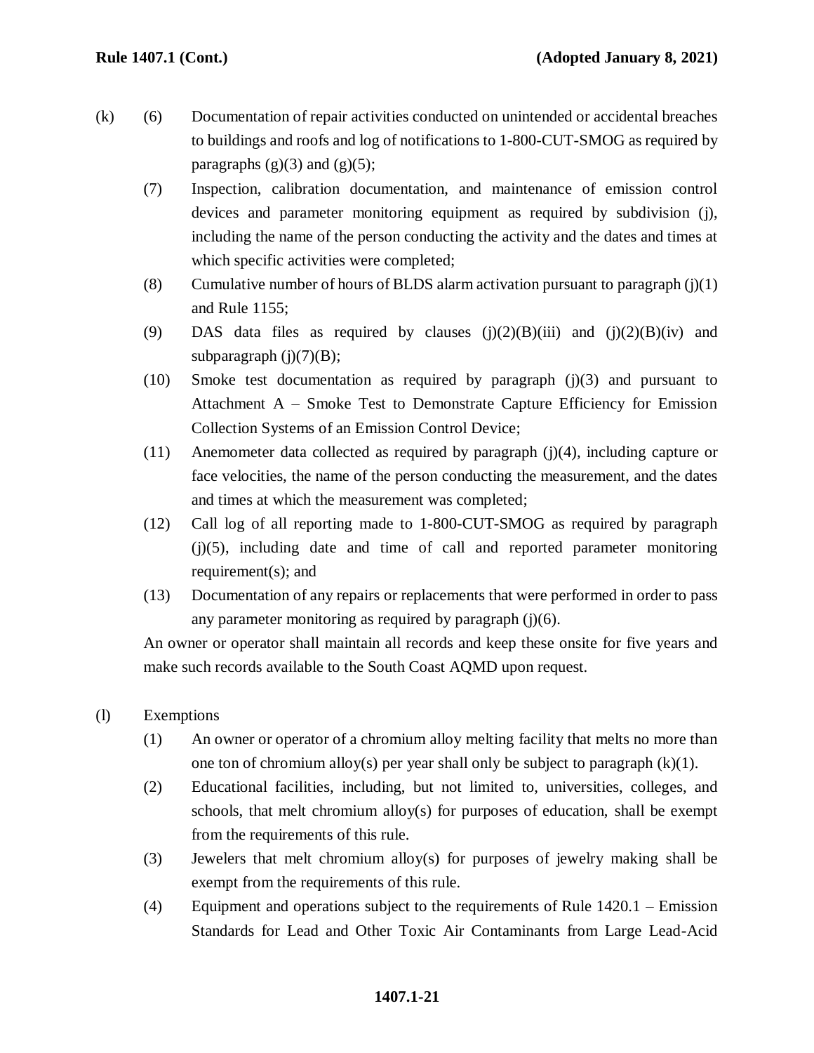(k) (6) Documentation of repair activities conducted on unintended or accidental breaches to buildings and roofs and log of notifications to 1-800-CUT-SMOG as required by paragraphs (g)(3) and (g)(5);

(7) Inspection, calibration documentation, and maintenance of emission control devices and parameter monitoring equipment as required by subdivision (j), including the name of the person conducting the activity and the dates and times at which specific activities were completed;

(8) Cumulative number of hours of BLDS alarm activation pursuant to paragraph (j)(1) and Rule 1155;

(9) DAS data files as required by clauses (j)(2)(B)(iii) and (j)(2)(B)(iv) and subparagraph (j)(7)(B);

(10) Smoke test documentation as required by paragraph (j)(3) and pursuant to Attachment A – Smoke Test to Demonstrate Capture Efficiency for Emission Collection Systems of an Emission Control Device;

(11) Anemometer data collected as required by paragraph (j)(4), including capture or face velocities, the name of the person conducting the measurement, and the dates and times at which the measurement was completed;

(12) Call log of all reporting made to 1-800-CUT-SMOG as required by paragraph (j)(5), including date and time of call and reported parameter monitoring requirement(s); and

(13) Documentation of any repairs or replacements that were performed in order to pass any parameter monitoring as required by paragraph (j)(6).

An owner or operator shall maintain all records and keep these onsite for five years and make such records available to the South Coast AQMD upon request.

(l) Exemptions

(1) An owner or operator of a chromium alloy melting facility that melts no more than one ton of chromium alloy(s) per year shall only be subject to paragraph (k)(1).

(2) Educational facilities, including, but not limited to, universities, colleges, and schools, that melt chromium alloy(s) for purposes of education, shall be exempt from the requirements of this rule.

(3) Jewelers that melt chromium alloy(s) for purposes of jewelry making shall be exempt from the requirements of this rule.

(4) Equipment and operations subject to the requirements of Rule 1420.1 – Emission Standards for Lead and Other Toxic Air Contaminants from Large Lead-Acid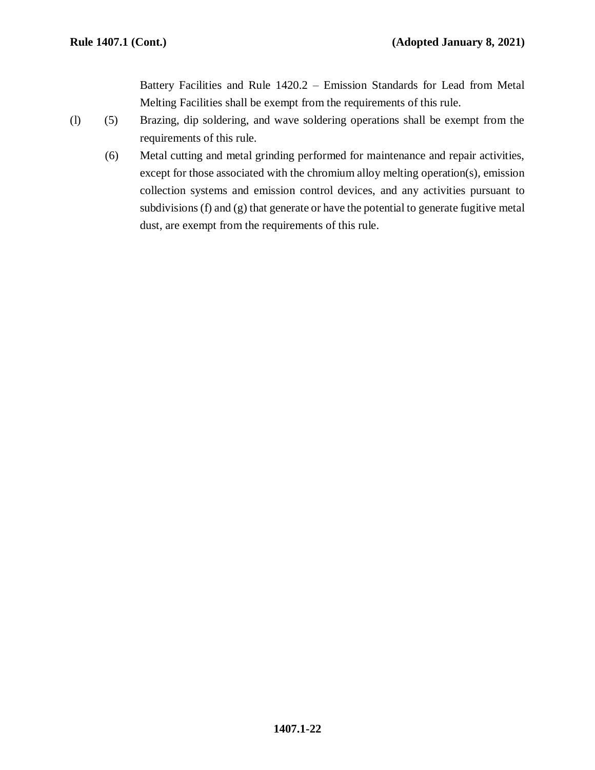Battery Facilities and Rule 1420.2 – Emission Standards for Lead from Metal Melting Facilities shall be exempt from the requirements of this rule.

(l) (5) Brazing, dip soldering, and wave soldering operations shall be exempt from the requirements of this rule.

(6) Metal cutting and metal grinding performed for maintenance and repair activities, except for those associated with the chromium alloy melting operation(s), emission collection systems and emission control devices, and any activities pursuant to subdivisions (f) and (g) that generate or have the potential to generate fugitive metal dust, are exempt from the requirements of this rule.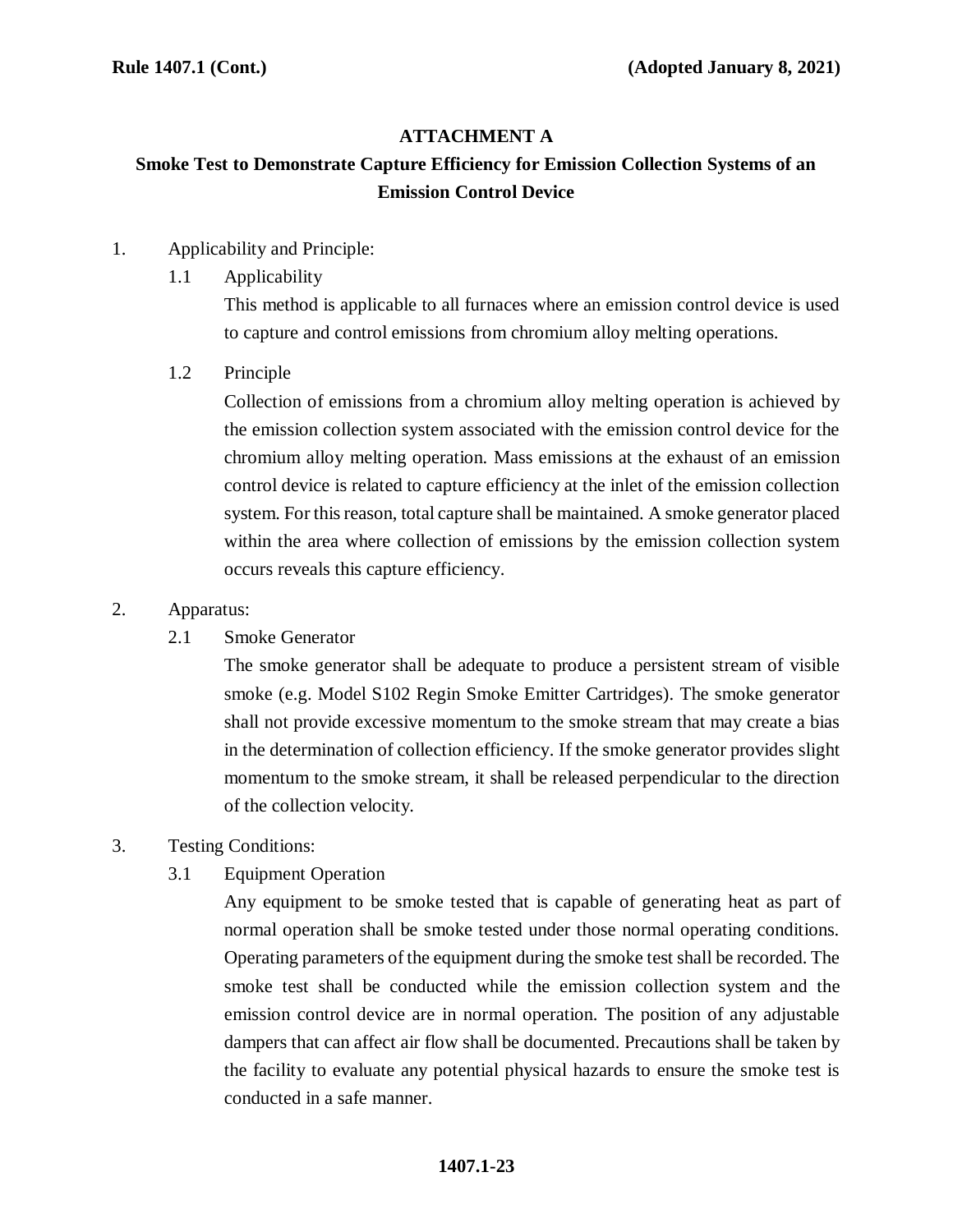## ATTACHMENT A

## Smoke Test to Demonstrate Capture Efficiency for Emission Collection Systems of an Emission Control Device

1. Applicability and Principle:

   1.1 Applicability

   This method is applicable to all furnaces where an emission control device is used to capture and control emissions from chromium alloy melting operations.

   1.2 Principle

   Collection of emissions from a chromium alloy melting operation is achieved by the emission collection system associated with the emission control device for the chromium alloy melting operation. Mass emissions at the exhaust of an emission control device is related to capture efficiency at the inlet of the emission collection system. For this reason, total capture shall be maintained. A smoke generator placed within the area where collection of emissions by the emission collection system occurs reveals this capture efficiency.

2. Apparatus:

   2.1 Smoke Generator

   The smoke generator shall be adequate to produce a persistent stream of visible smoke (e.g. Model S102 Regin Smoke Emitter Cartridges). The smoke generator shall not provide excessive momentum to the smoke stream that may create a bias in the determination of collection efficiency. If the smoke generator provides slight momentum to the smoke stream, it shall be released perpendicular to the direction of the collection velocity.

3. Testing Conditions:

   3.1 Equipment Operation

   Any equipment to be smoke tested that is capable of generating heat as part of normal operation shall be smoke tested under those normal operating conditions. Operating parameters of the equipment during the smoke test shall be recorded. The smoke test shall be conducted while the emission collection system and the emission control device are in normal operation. The position of any adjustable dampers that can affect air flow shall be documented. Precautions shall be taken by the facility to evaluate any potential physical hazards to ensure the smoke test is conducted in a safe manner.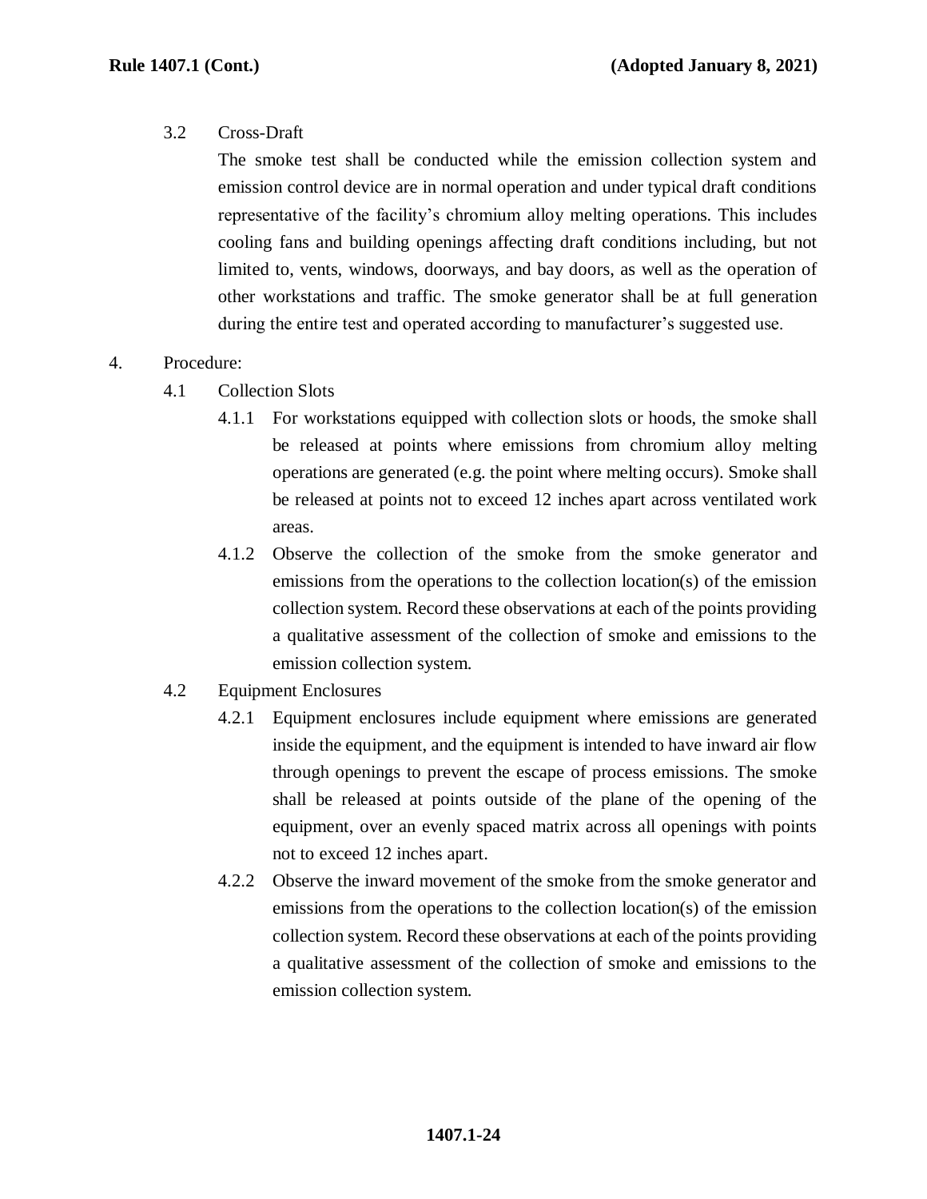3.2 Cross-Draft

The smoke test shall be conducted while the emission collection system and emission control device are in normal operation and under typical draft conditions representative of the facility's chromium alloy melting operations. This includes cooling fans and building openings affecting draft conditions including, but not limited to, vents, windows, doorways, and bay doors, as well as the operation of other workstations and traffic. The smoke generator shall be at full generation during the entire test and operated according to manufacturer's suggested use.

4. Procedure:

4.1 Collection Slots

4.1.1 For workstations equipped with collection slots or hoods, the smoke shall be released at points where emissions from chromium alloy melting operations are generated (e.g. the point where melting occurs). Smoke shall be released at points not to exceed 12 inches apart across ventilated work areas.

4.1.2 Observe the collection of the smoke from the smoke generator and emissions from the operations to the collection location(s) of the emission collection system. Record these observations at each of the points providing a qualitative assessment of the collection of smoke and emissions to the emission collection system.

4.2 Equipment Enclosures

4.2.1 Equipment enclosures include equipment where emissions are generated inside the equipment, and the equipment is intended to have inward air flow through openings to prevent the escape of process emissions. The smoke shall be released at points outside of the plane of the opening of the equipment, over an evenly spaced matrix across all openings with points not to exceed 12 inches apart.

4.2.2 Observe the inward movement of the smoke from the smoke generator and emissions from the operations to the collection location(s) of the emission collection system. Record these observations at each of the points providing a qualitative assessment of the collection of smoke and emissions to the emission collection system.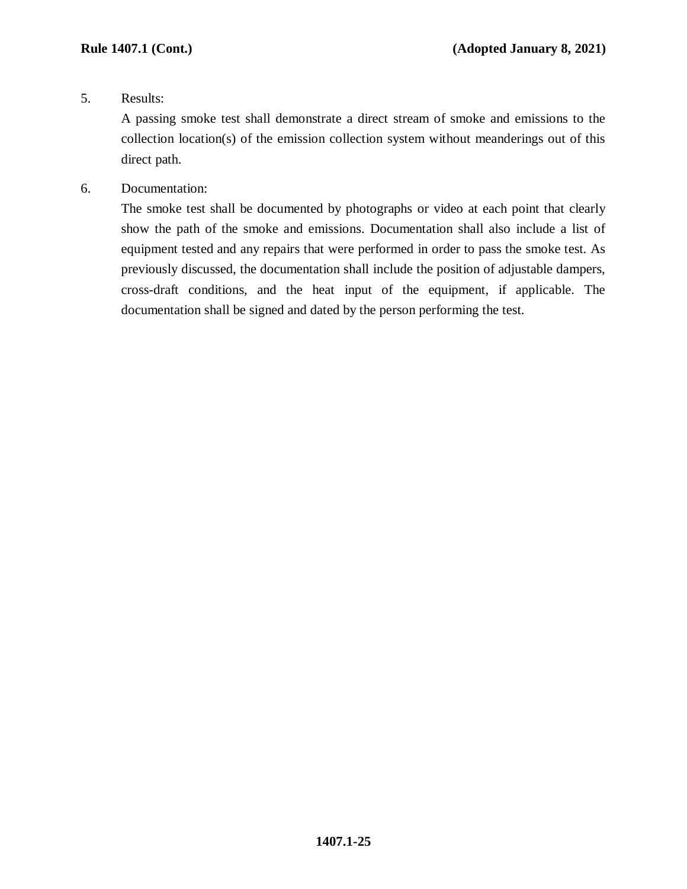5. Results:

   A passing smoke test shall demonstrate a direct stream of smoke and emissions to the collection location(s) of the emission collection system without meanderings out of this direct path.

6. Documentation:

   The smoke test shall be documented by photographs or video at each point that clearly show the path of the smoke and emissions. Documentation shall also include a list of equipment tested and any repairs that were performed in order to pass the smoke test. As previously discussed, the documentation shall include the position of adjustable dampers, cross-draft conditions, and the heat input of the equipment, if applicable. The documentation shall be signed and dated by the person performing the test.